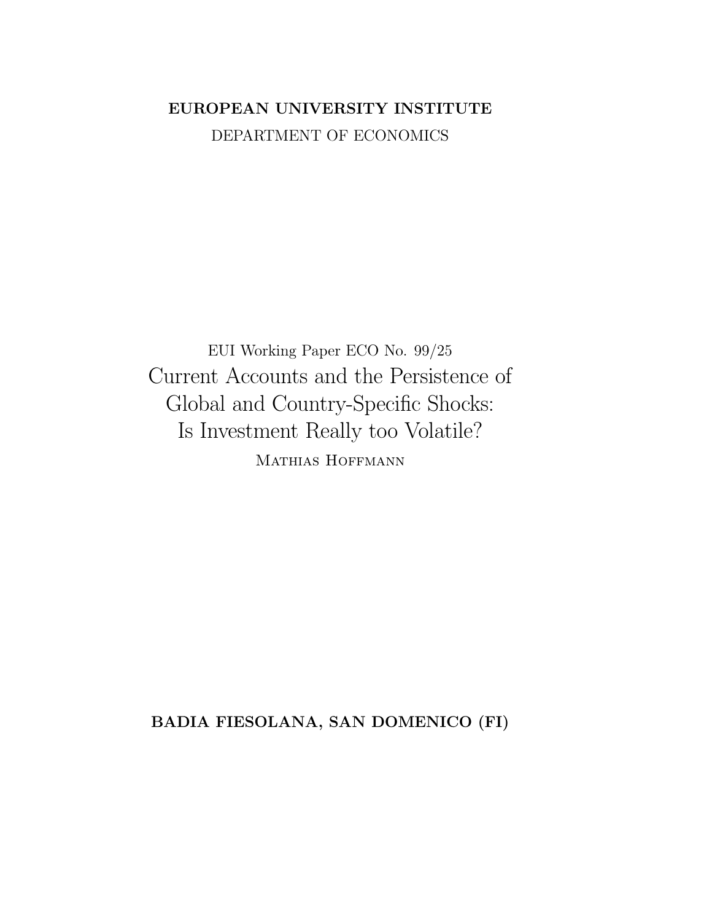**EUROPEAN UNIVERSITY INSTITUTE**

DEPARTMENT OF ECONOMICS

EUI Working Paper ECO No. 99/25

# Current Accounts and the Persistence of Global and Country-Specific Shocks: Is Investment Really too Volatile?

Mathias Hoffmann

**BADIA FIESOLANA, SAN DOMENICO (FI)**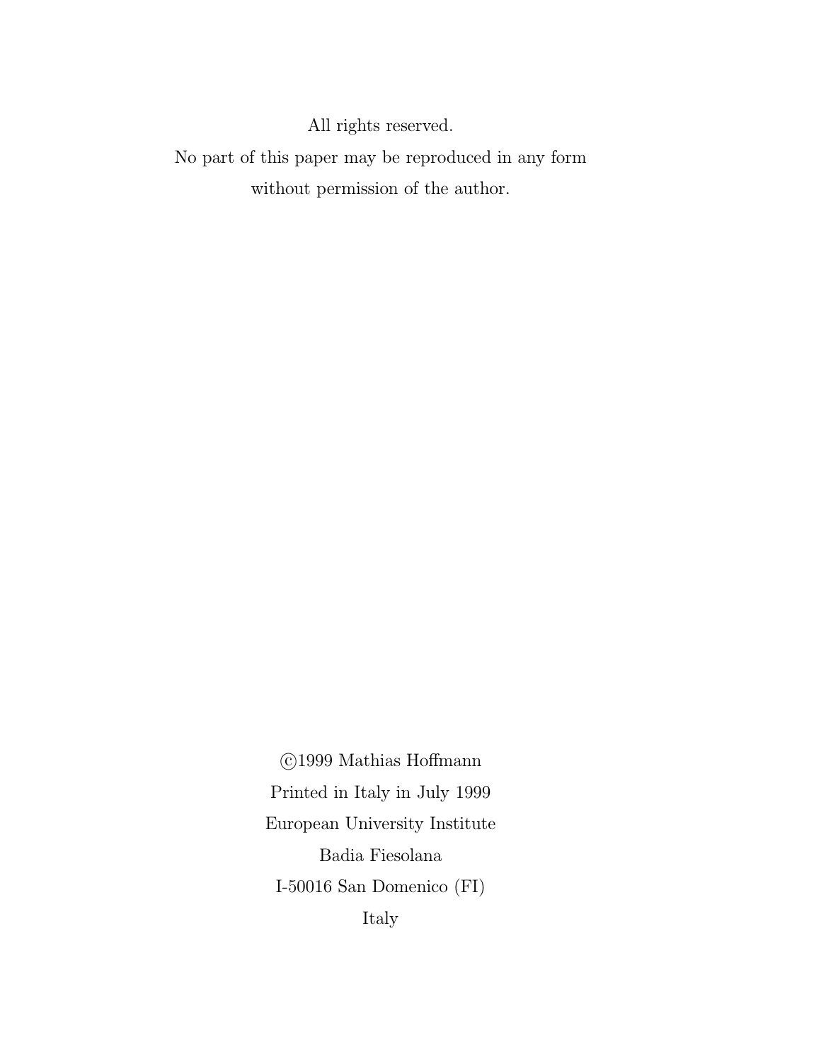All rights reserved.

No part of this paper may be reproduced in any form

without permission of the author.

©1999 Mathias Hoffmann

Printed in Italy in July 1999

European University Institute

Badia Fiesolana

I-50016 San Domenico (FI)

Italy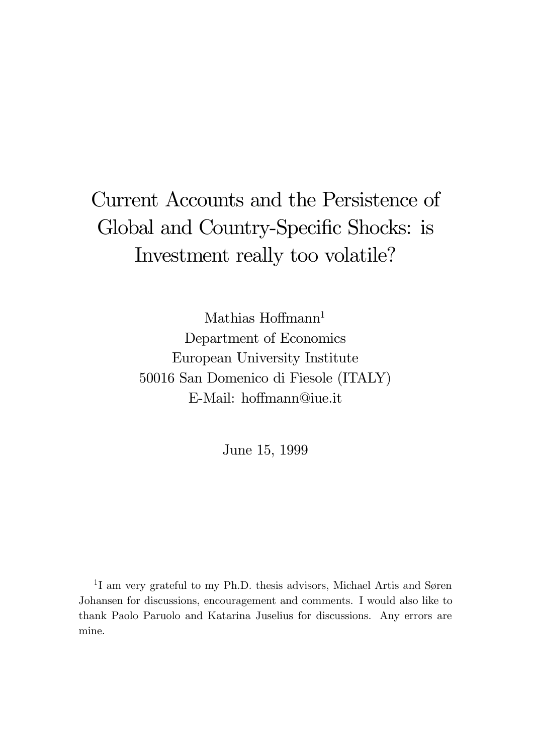# Current Accounts and the Persistence of Global and Country-Specific Shocks: is Investment really too volatile?

Mathias Hoffmann[1]
Department of Economics
European University Institute
50016 San Domenico di Fiesole (ITALY)
E-Mail: hoffmann@iue.it

June 15, 1999

[1] I am very grateful to my Ph.D. thesis advisors, Michael Artis and Søren Johansen for discussions, encouragement and comments. I would also like to thank Paolo Paruolo and Katarina Juselius for discussions. Any errors are mine.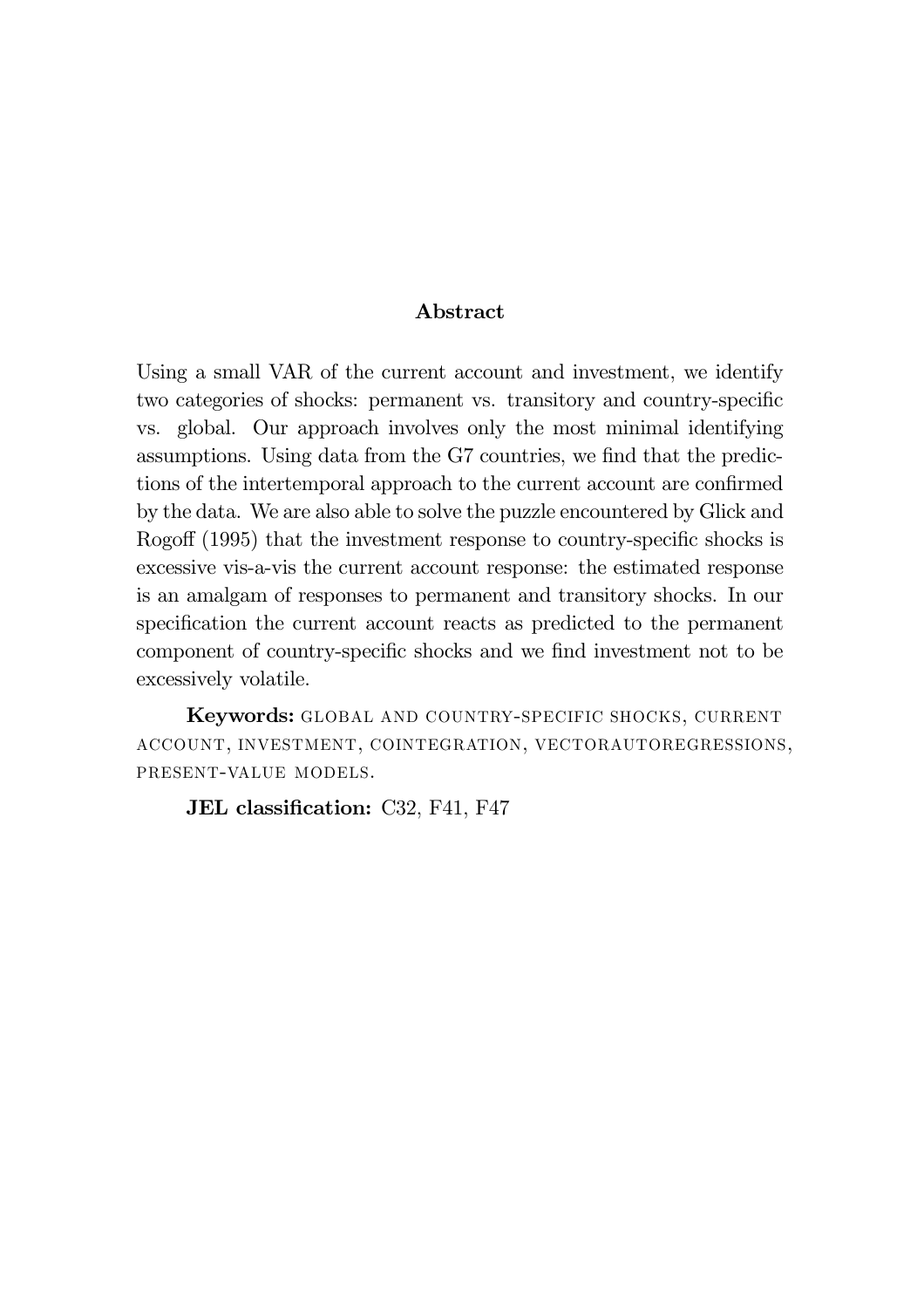## Abstract

Using a small VAR of the current account and investment, we identify two categories of shocks: permanent vs. transitory and country-specific vs. global. Our approach involves only the most minimal identifying assumptions. Using data from the G7 countries, we find that the predictions of the intertemporal approach to the current account are confirmed by the data. We are also able to solve the puzzle encountered by Glick and Rogoff (1995) that the investment response to country-specific shocks is excessive vis-a-vis the current account response: the estimated response is an amalgam of responses to permanent and transitory shocks. In our specification the current account reacts as predicted to the permanent component of country-specific shocks and we find investment not to be excessively volatile.

**Keywords:** GLOBAL AND COUNTRY-SPECIFIC SHOCKS, CURRENT ACCOUNT, INVESTMENT, COINTEGRATION, VECTORAUTOREGRESSIONS, PRESENT-VALUE MODELS.

**JEL classification:** C32, F41, F47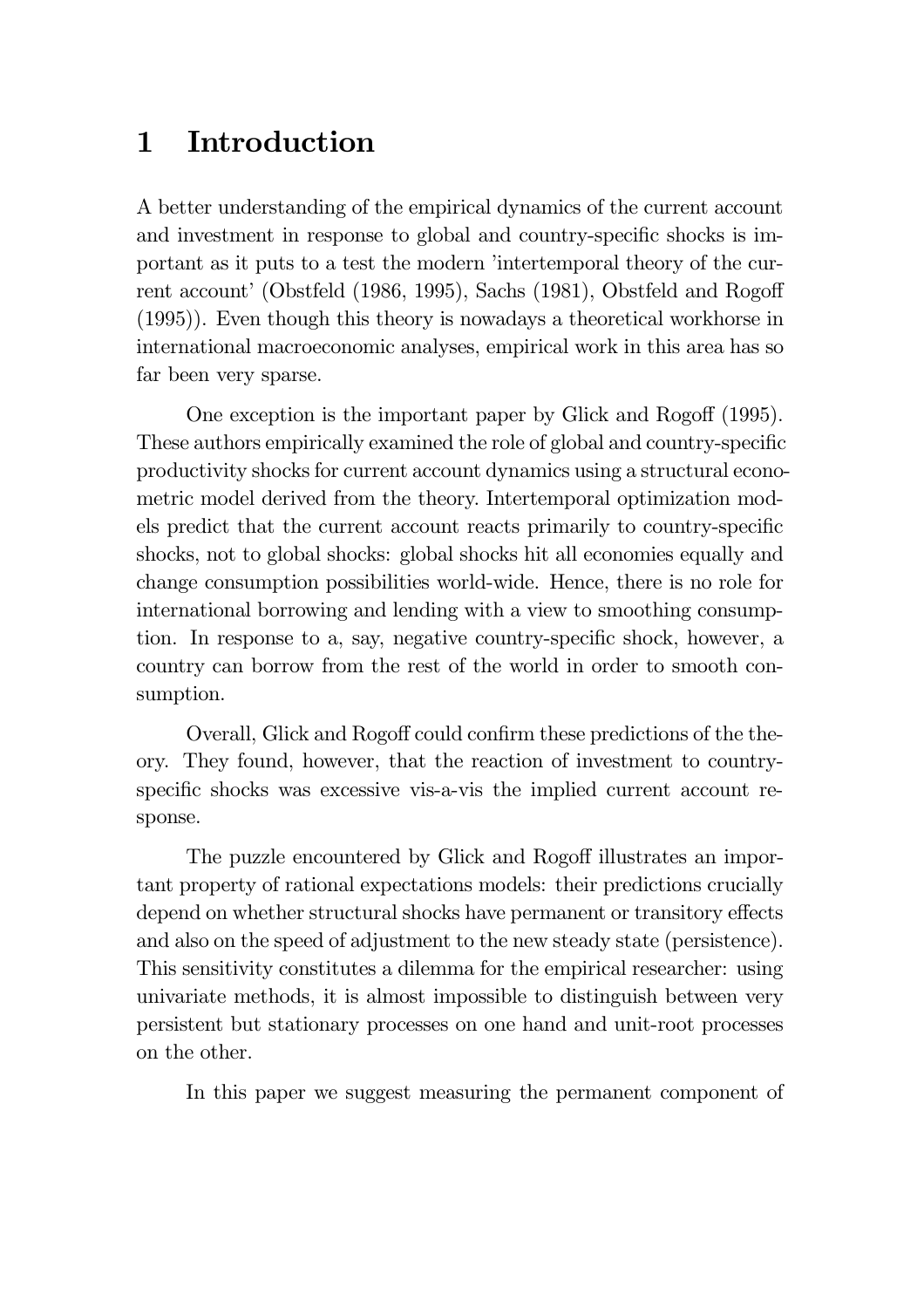# 1 Introduction

A better understanding of the empirical dynamics of the current account and investment in response to global and country-specific shocks is important as it puts to a test the modern 'intertemporal theory of the current account' (Obstfeld (1986, 1995), Sachs (1981), Obstfeld and Rogoff (1995)). Even though this theory is nowadays a theoretical workhorse in international macroeconomic analyses, empirical work in this area has so far been very sparse.

One exception is the important paper by Glick and Rogoff (1995). These authors empirically examined the role of global and country-specific productivity shocks for current account dynamics using a structural econometric model derived from the theory. Intertemporal optimization models predict that the current account reacts primarily to country-specific shocks, not to global shocks: global shocks hit all economies equally and change consumption possibilities world-wide. Hence, there is no role for international borrowing and lending with a view to smoothing consumption. In response to a, say, negative country-specific shock, however, a country can borrow from the rest of the world in order to smooth consumption.

Overall, Glick and Rogoff could confirm these predictions of the theory. They found, however, that the reaction of investment to country-specific shocks was excessive vis-a-vis the implied current account response.

The puzzle encountered by Glick and Rogoff illustrates an important property of rational expectations models: their predictions crucially depend on whether structural shocks have permanent or transitory effects and also on the speed of adjustment to the new steady state (persistence). This sensitivity constitutes a dilemma for the empirical researcher: using univariate methods, it is almost impossible to distinguish between very persistent but stationary processes on one hand and unit-root processes on the other.

In this paper we suggest measuring the permanent component of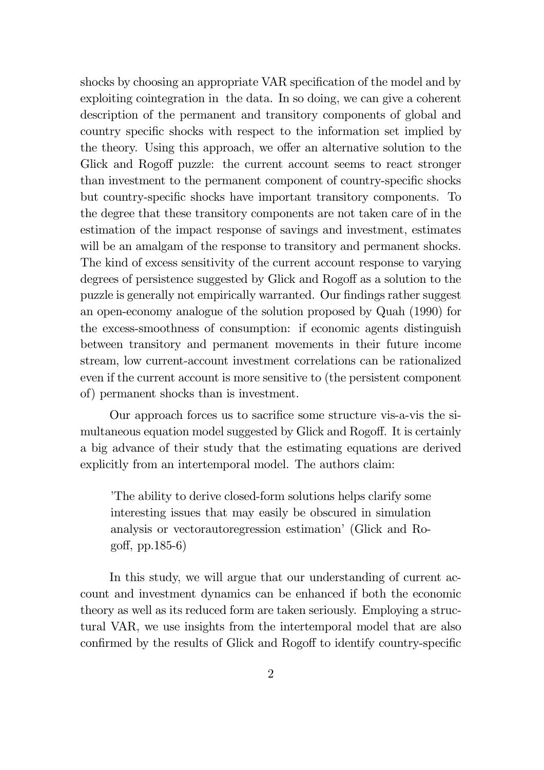shocks by choosing an appropriate VAR specification of the model and by exploiting cointegration in the data. In so doing, we can give a coherent description of the permanent and transitory components of global and country specific shocks with respect to the information set implied by the theory. Using this approach, we offer an alternative solution to the Glick and Rogoff puzzle: the current account seems to react stronger than investment to the permanent component of country-specific shocks but country-specific shocks have important transitory components. To the degree that these transitory components are not taken care of in the estimation of the impact response of savings and investment, estimates will be an amalgam of the response to transitory and permanent shocks. The kind of excess sensitivity of the current account response to varying degrees of persistence suggested by Glick and Rogoff as a solution to the puzzle is generally not empirically warranted. Our findings rather suggest an open-economy analogue of the solution proposed by Quah (1990) for the excess-smoothness of consumption: if economic agents distinguish between transitory and permanent movements in their future income stream, low current-account investment correlations can be rationalized even if the current account is more sensitive to (the persistent component of) permanent shocks than is investment.

Our approach forces us to sacrifice some structure vis-a-vis the simultaneous equation model suggested by Glick and Rogoff. It is certainly a big advance of their study that the estimating equations are derived explicitly from an intertemporal model. The authors claim:

> 'The ability to derive closed-form solutions helps clarify some interesting issues that may easily be obscured in simulation analysis or vectorautoregression estimation' (Glick and Rogoff, pp.185-6)

In this study, we will argue that our understanding of current account and investment dynamics can be enhanced if both the economic theory as well as its reduced form are taken seriously. Employing a structural VAR, we use insights from the intertemporal model that are also confirmed by the results of Glick and Rogoff to identify country-specific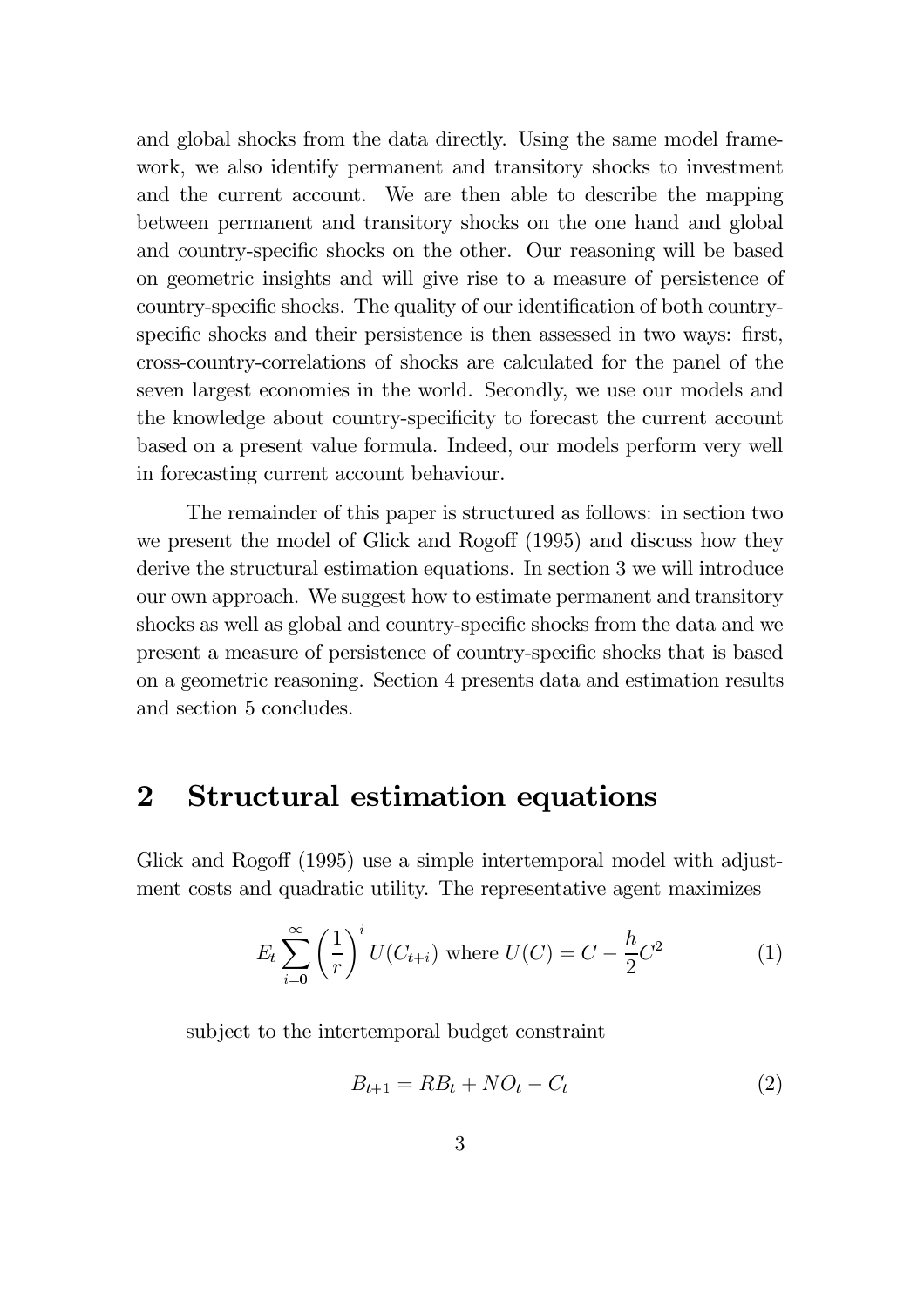and global shocks from the data directly. Using the same model framework, we also identify permanent and transitory shocks to investment and the current account. We are then able to describe the mapping between permanent and transitory shocks on the one hand and global and country-specific shocks on the other. Our reasoning will be based on geometric insights and will give rise to a measure of persistence of country-specific shocks. The quality of our identification of both country-specific shocks and their persistence is then assessed in two ways: first, cross-country-correlations of shocks are calculated for the panel of the seven largest economies in the world. Secondly, we use our models and the knowledge about country-specificity to forecast the current account based on a present value formula. Indeed, our models perform very well in forecasting current account behaviour.

The remainder of this paper is structured as follows: in section two we present the model of Glick and Rogoff (1995) and discuss how they derive the structural estimation equations. In section 3 we will introduce our own approach. We suggest how to estimate permanent and transitory shocks as well as global and country-specific shocks from the data and we present a measure of persistence of country-specific shocks that is based on a geometric reasoning. Section 4 presents data and estimation results and section 5 concludes.

## 2 Structural estimation equations

Glick and Rogoff (1995) use a simple intertemporal model with adjustment costs and quadratic utility. The representative agent maximizes

$$E_t \sum_{i=0}^{\infty} \left(\frac{1}{r}\right)^i U(C_{t+i}) \text{ where } U(C) = C - \frac{h}{2}C^2 \tag{1}$$

subject to the intertemporal budget constraint

$$B_{t+1} = RB_t + NO_t - C_t \tag{2}$$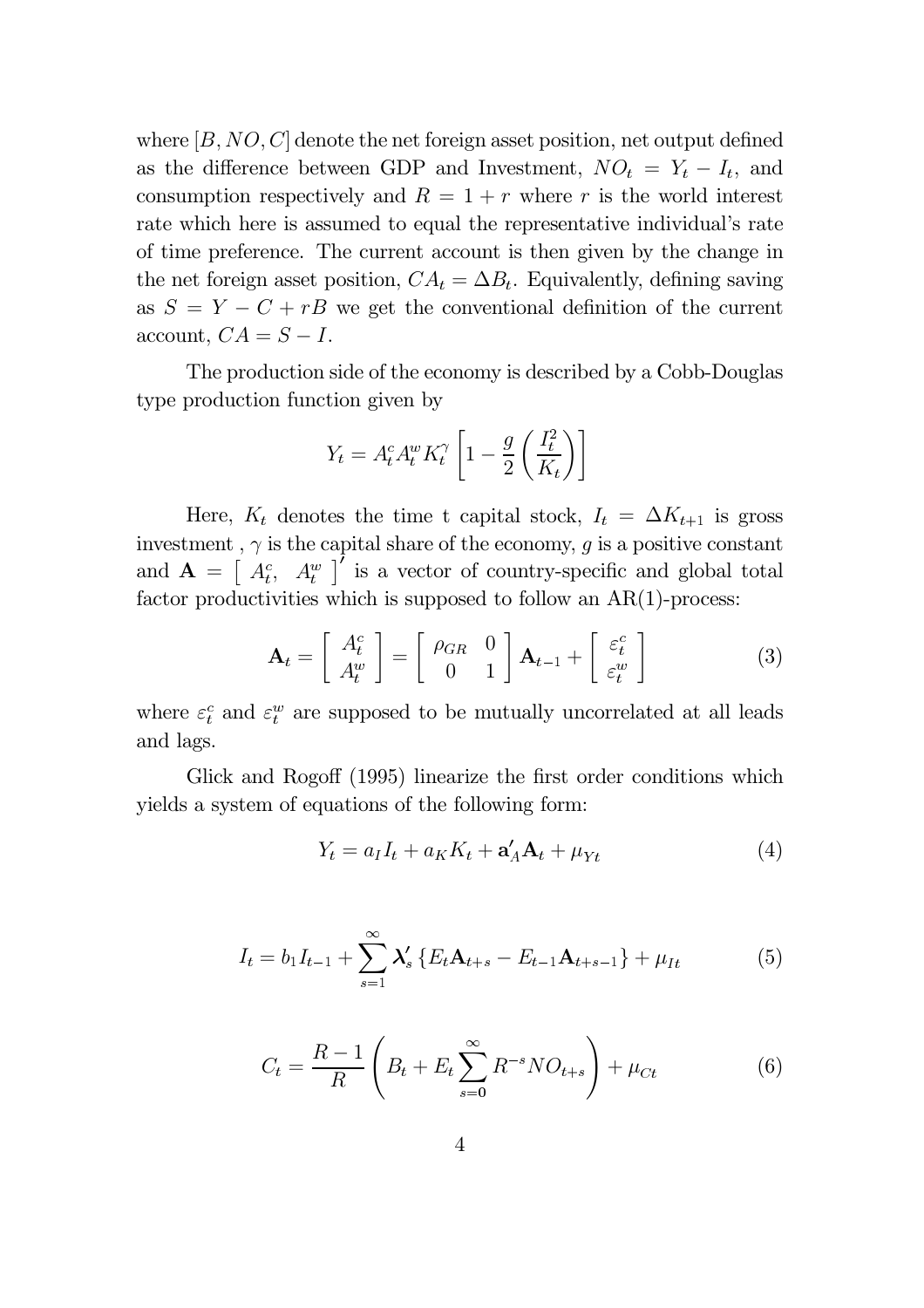where $[B, NO, C]$ denote the net foreign asset position, net output defined as the difference between GDP and Investment, $NO_t = Y_t - I_t$, and consumption respectively and $R = 1 + r$ where $r$ is the world interest rate which here is assumed to equal the representative individual's rate of time preference. The current account is then given by the change in the net foreign asset position, $CA_t = \Delta B_t$. Equivalently, defining saving as $S = Y - C + rB$ we get the conventional definition of the current account, $CA = S - I$.

The production side of the economy is described by a Cobb-Douglas type production function given by

$$Y_t = A_t^c A_t^w K_t^\gamma \left[1 - \frac{g}{2}\left(\frac{I_t^2}{K_t}\right)\right]$$

Here, $K_t$ denotes the time t capital stock, $I_t = \Delta K_{t+1}$ is gross investment , $\gamma$ is the capital share of the economy, $g$ is a positive constant and $\mathbf{A} = \begin{bmatrix} A_t^c, & A_t^w \end{bmatrix}'$ is a vector of country-specific and global total factor productivities which is supposed to follow an AR(1)-process:

$$\mathbf{A}_t = \begin{bmatrix} A_t^c \\ A_t^w \end{bmatrix} = \begin{bmatrix} \rho_{GR} & 0 \\ 0 & 1 \end{bmatrix} \mathbf{A}_{t-1} + \begin{bmatrix} \varepsilon_t^c \\ \varepsilon_t^w \end{bmatrix} \tag{3}$$

where $\varepsilon_t^c$ and $\varepsilon_t^w$ are supposed to be mutually uncorrelated at all leads and lags.

Glick and Rogoff (1995) linearize the first order conditions which yields a system of equations of the following form:

$$Y_t = a_I I_t + a_K K_t + \mathbf{a}_A' \mathbf{A}_t + \mu_{Yt} \tag{4}$$

$$I_t = b_1 I_{t-1} + \sum_{s=1}^{\infty} \boldsymbol{\lambda}_s' \left\{ E_t \mathbf{A}_{t+s} - E_{t-1} \mathbf{A}_{t+s-1} \right\} + \mu_{It} \tag{5}$$

$$C_t = \frac{R-1}{R}\left(B_t + E_t \sum_{s=0}^{\infty} R^{-s} NO_{t+s}\right) + \mu_{Ct} \tag{6}$$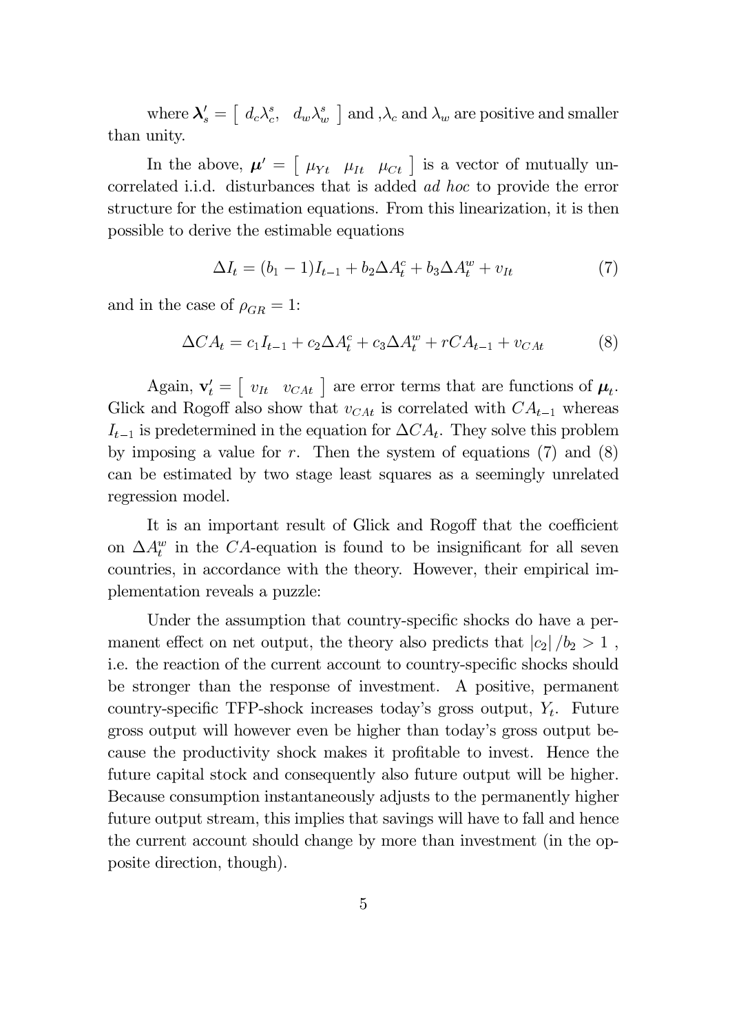where $\boldsymbol{\lambda}_s' = \left[ \begin{array}{cc} d_c\lambda_c^s, & d_w\lambda_w^s \end{array} \right]$ and ,$\lambda_c$ and $\lambda_w$ are positive and smaller than unity.

In the above, $\boldsymbol{\mu}' = \left[ \begin{array}{ccc} \mu_{Yt} & \mu_{It} & \mu_{Ct} \end{array} \right]$ is a vector of mutually uncorrelated i.i.d. disturbances that is added *ad hoc* to provide the error structure for the estimation equations. From this linearization, it is then possible to derive the estimable equations

$$\Delta I_t = (b_1 - 1)I_{t-1} + b_2\Delta A_t^c + b_3\Delta A_t^w + v_{It} \tag{7}$$

and in the case of $\rho_{GR} = 1$:

$$\Delta CA_t = c_1 I_{t-1} + c_2\Delta A_t^c + c_3\Delta A_t^w + rCA_{t-1} + v_{CAt} \tag{8}$$

Again, $\mathbf{v}_t' = \left[ \begin{array}{cc} v_{It} & v_{CAt} \end{array} \right]$ are error terms that are functions of $\boldsymbol{\mu}_t$. Glick and Rogoff also show that $v_{CAt}$ is correlated with $CA_{t-1}$ whereas $I_{t-1}$ is predetermined in the equation for $\Delta CA_t$. They solve this problem by imposing a value for $r$. Then the system of equations (7) and (8) can be estimated by two stage least squares as a seemingly unrelated regression model.

It is an important result of Glick and Rogoff that the coefficient on $\Delta A_t^w$ in the $CA$-equation is found to be insignificant for all seven countries, in accordance with the theory. However, their empirical implementation reveals a puzzle:

Under the assumption that country-specific shocks do have a permanent effect on net output, the theory also predicts that $|c_2| / b_2 > 1$ , i.e. the reaction of the current account to country-specific shocks should be stronger than the response of investment. A positive, permanent country-specific TFP-shock increases today's gross output, $Y_t$. Future gross output will however even be higher than today's gross output because the productivity shock makes it profitable to invest. Hence the future capital stock and consequently also future output will be higher. Because consumption instantaneously adjusts to the permanently higher future output stream, this implies that savings will have to fall and hence the current account should change by more than investment (in the opposite direction, though).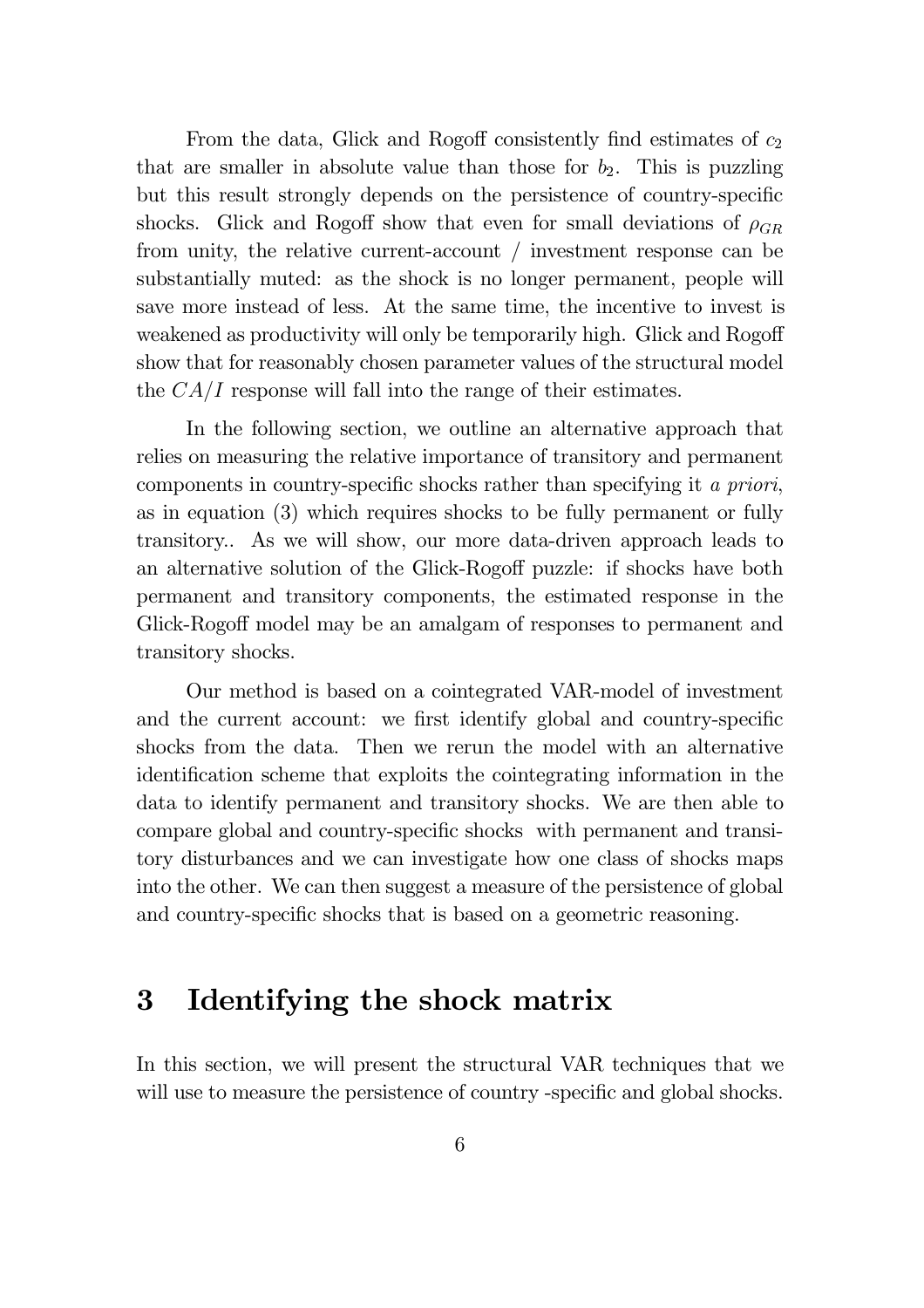From the data, Glick and Rogoff consistently find estimates of $c_2$ that are smaller in absolute value than those for $b_2$. This is puzzling but this result strongly depends on the persistence of country-specific shocks. Glick and Rogoff show that even for small deviations of $\rho_{GR}$ from unity, the relative current-account / investment response can be substantially muted: as the shock is no longer permanent, people will save more instead of less. At the same time, the incentive to invest is weakened as productivity will only be temporarily high. Glick and Rogoff show that for reasonably chosen parameter values of the structural model the $CA/I$ response will fall into the range of their estimates.

In the following section, we outline an alternative approach that relies on measuring the relative importance of transitory and permanent components in country-specific shocks rather than specifying it *a priori*, as in equation (3) which requires shocks to be fully permanent or fully transitory.. As we will show, our more data-driven approach leads to an alternative solution of the Glick-Rogoff puzzle: if shocks have both permanent and transitory components, the estimated response in the Glick-Rogoff model may be an amalgam of responses to permanent and transitory shocks.

Our method is based on a cointegrated VAR-model of investment and the current account: we first identify global and country-specific shocks from the data. Then we rerun the model with an alternative identification scheme that exploits the cointegrating information in the data to identify permanent and transitory shocks. We are then able to compare global and country-specific shocks with permanent and transitory disturbances and we can investigate how one class of shocks maps into the other. We can then suggest a measure of the persistence of global and country-specific shocks that is based on a geometric reasoning.

# 3 Identifying the shock matrix

In this section, we will present the structural VAR techniques that we will use to measure the persistence of country -specific and global shocks.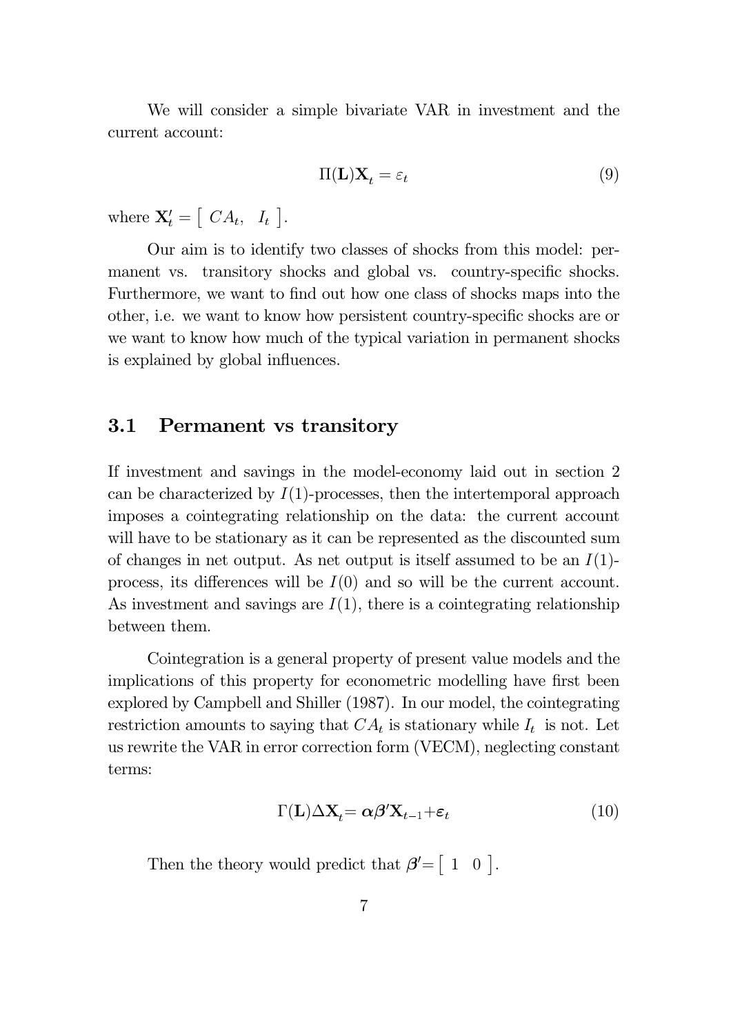We will consider a simple bivariate VAR in investment and the current account:

$$\Pi(\mathbf{L})\mathbf{X}_t = \varepsilon_t \tag{9}$$

where $\mathbf{X}_t' = \left[ \begin{array}{cc} CA_t, & I_t \end{array} \right]$.

Our aim is to identify two classes of shocks from this model: permanent vs. transitory shocks and global vs. country-specific shocks. Furthermore, we want to find out how one class of shocks maps into the other, i.e. we want to know how persistent country-specific shocks are or we want to know how much of the typical variation in permanent shocks is explained by global influences.

## 3.1 Permanent vs transitory

If investment and savings in the model-economy laid out in section 2 can be characterized by $I(1)$-processes, then the intertemporal approach imposes a cointegrating relationship on the data: the current account will have to be stationary as it can be represented as the discounted sum of changes in net output. As net output is itself assumed to be an $I(1)$-process, its differences will be $I(0)$ and so will be the current account. As investment and savings are $I(1)$, there is a cointegrating relationship between them.

Cointegration is a general property of present value models and the implications of this property for econometric modelling have first been explored by Campbell and Shiller (1987). In our model, the cointegrating restriction amounts to saying that $CA_t$ is stationary while $I_t$ is not. Let us rewrite the VAR in error correction form (VECM), neglecting constant terms:

$$\Gamma(\mathbf{L})\Delta\mathbf{X}_t = \boldsymbol{\alpha}\boldsymbol{\beta}'\mathbf{X}_{t-1} + \boldsymbol{\varepsilon}_t \tag{10}$$

Then the theory would predict that $\boldsymbol{\beta}' = \left[ \begin{array}{cc} 1 & 0 \end{array} \right]$.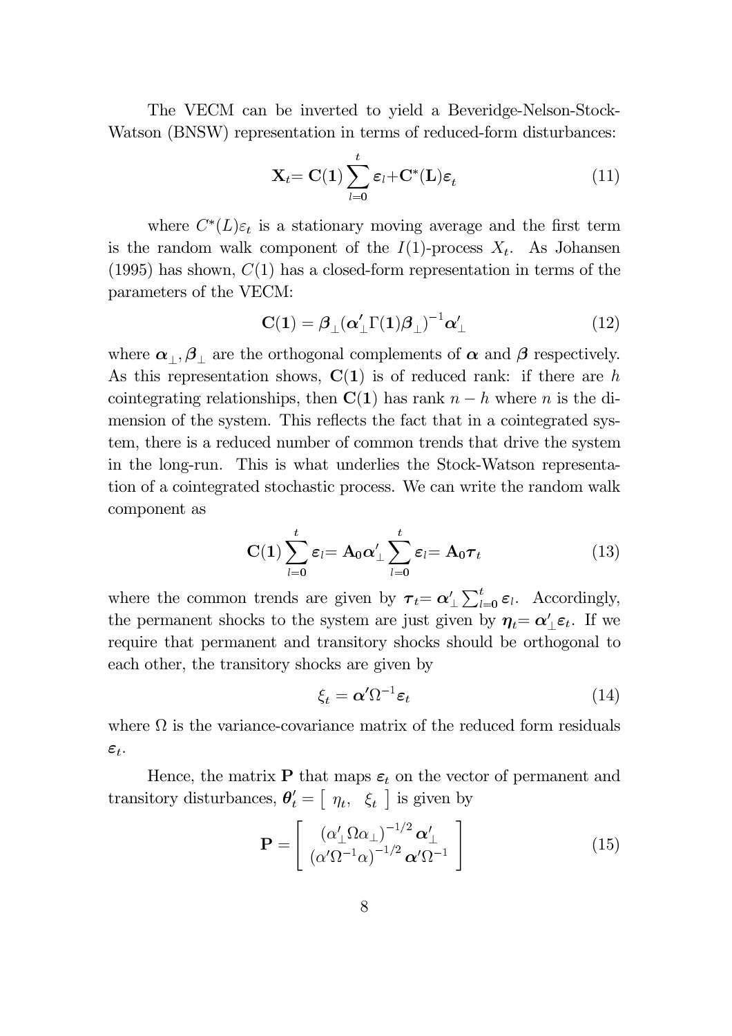The VECM can be inverted to yield a Beveridge-Nelson-Stock-Watson (BNSW) representation in terms of reduced-form disturbances:

$$\mathbf{X}_t = \mathbf{C}(\mathbf{1}) \sum_{l=\mathbf{0}}^{t} \boldsymbol{\varepsilon}_l + \mathbf{C}^*(\mathbf{L}) \boldsymbol{\varepsilon}_t \tag{11}$$

where $C^*(L)\varepsilon_t$ is a stationary moving average and the first term is the random walk component of the $I(1)$-process $X_t$. As Johansen (1995) has shown, $C(1)$ has a closed-form representation in terms of the parameters of the VECM:

$$\mathbf{C}(\mathbf{1}) = \boldsymbol{\beta}_{\perp} (\boldsymbol{\alpha}'_{\perp} \Gamma(\mathbf{1}) \boldsymbol{\beta}_{\perp})^{-1} \boldsymbol{\alpha}'_{\perp} \tag{12}$$

where $\boldsymbol{\alpha}_{\perp}, \boldsymbol{\beta}_{\perp}$ are the orthogonal complements of $\boldsymbol{\alpha}$ and $\boldsymbol{\beta}$ respectively. As this representation shows, $\mathbf{C}(\mathbf{1})$ is of reduced rank: if there are $h$ cointegrating relationships, then $\mathbf{C}(\mathbf{1})$ has rank $n-h$ where $n$ is the dimension of the system. This reflects the fact that in a cointegrated system, there is a reduced number of common trends that drive the system in the long-run. This is what underlies the Stock-Watson representation of a cointegrated stochastic process. We can write the random walk component as

$$\mathbf{C}(\mathbf{1}) \sum_{l=\mathbf{0}}^{t} \boldsymbol{\varepsilon}_l = \mathbf{A_0} \boldsymbol{\alpha}'_{\perp} \sum_{l=\mathbf{0}}^{t} \boldsymbol{\varepsilon}_l = \mathbf{A_0} \boldsymbol{\tau}_t \tag{13}$$

where the common trends are given by $\boldsymbol{\tau}_t = \boldsymbol{\alpha}'_{\perp} \sum_{l=\mathbf{0}}^{t} \boldsymbol{\varepsilon}_l$. Accordingly, the permanent shocks to the system are just given by $\boldsymbol{\eta}_t = \boldsymbol{\alpha}'_{\perp} \boldsymbol{\varepsilon}_t$. If we require that permanent and transitory shocks should be orthogonal to each other, the transitory shocks are given by

$$\xi_t = \boldsymbol{\alpha}' \Omega^{-1} \boldsymbol{\varepsilon}_t \tag{14}$$

where $\Omega$ is the variance-covariance matrix of the reduced form residuals $\boldsymbol{\varepsilon}_t$.

Hence, the matrix $\mathbf{P}$ that maps $\boldsymbol{\varepsilon}_t$ on the vector of permanent and transitory disturbances, $\boldsymbol{\theta}'_t = \begin{bmatrix} \eta_t, & \xi_t \end{bmatrix}$ is given by

$$\mathbf{P} = \begin{bmatrix} (\alpha'_{\perp} \Omega \alpha_{\perp})^{-1/2} \boldsymbol{\alpha}'_{\perp} \\ (\alpha' \Omega^{-1} \alpha)^{-1/2} \boldsymbol{\alpha}' \Omega^{-1} \end{bmatrix} \tag{15}$$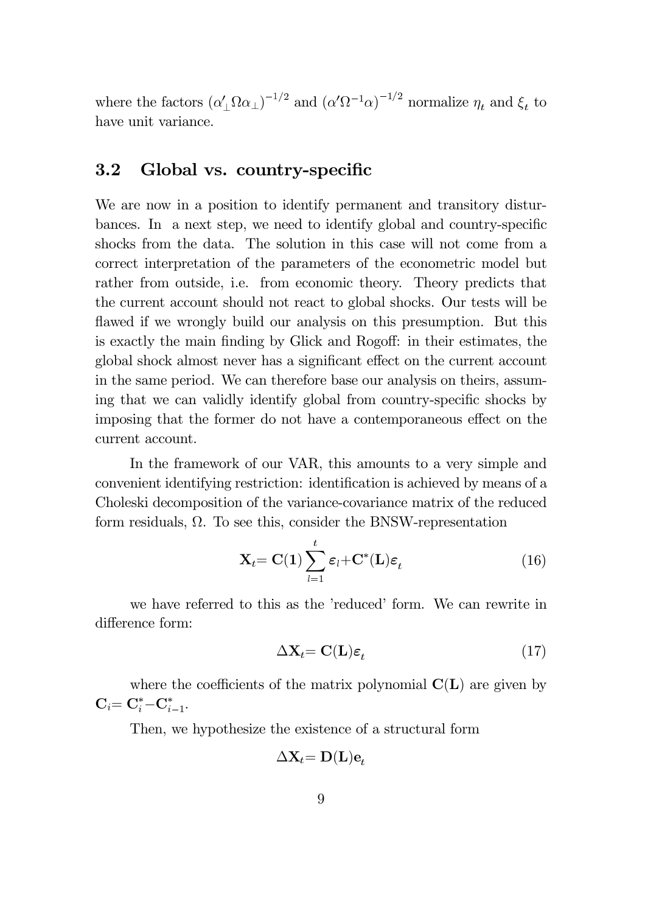where the factors $(\alpha'_{\perp}\Omega\alpha_{\perp})^{-1/2}$ and $(\alpha'\Omega^{-1}\alpha)^{-1/2}$ normalize $\eta_t$ and $\xi_t$ to have unit variance.

## 3.2 Global vs. country-specific

We are now in a position to identify permanent and transitory disturbances. In a next step, we need to identify global and country-specific shocks from the data. The solution in this case will not come from a correct interpretation of the parameters of the econometric model but rather from outside, i.e. from economic theory. Theory predicts that the current account should not react to global shocks. Our tests will be flawed if we wrongly build our analysis on this presumption. But this is exactly the main finding by Glick and Rogoff: in their estimates, the global shock almost never has a significant effect on the current account in the same period. We can therefore base our analysis on theirs, assuming that we can validly identify global from country-specific shocks by imposing that the former do not have a contemporaneous effect on the current account.

In the framework of our VAR, this amounts to a very simple and convenient identifying restriction: identification is achieved by means of a Choleski decomposition of the variance-covariance matrix of the reduced form residuals, $\Omega$. To see this, consider the BNSW-representation

$$\mathbf{X}_t = \mathbf{C}(\mathbf{1})\sum_{l=1}^{t}\boldsymbol{\varepsilon}_l + \mathbf{C}^*(\mathbf{L})\boldsymbol{\varepsilon}_t \tag{16}$$

we have referred to this as the 'reduced' form. We can rewrite in difference form:

$$\Delta\mathbf{X}_t = \mathbf{C}(\mathbf{L})\boldsymbol{\varepsilon}_t \tag{17}$$

where the coefficients of the matrix polynomial $\mathbf{C}(\mathbf{L})$ are given by $\mathbf{C}_i = \mathbf{C}_i^* - \mathbf{C}_{i-1}^*$.

Then, we hypothesize the existence of a structural form

$$\Delta\mathbf{X}_t = \mathbf{D}(\mathbf{L})\mathbf{e}_t$$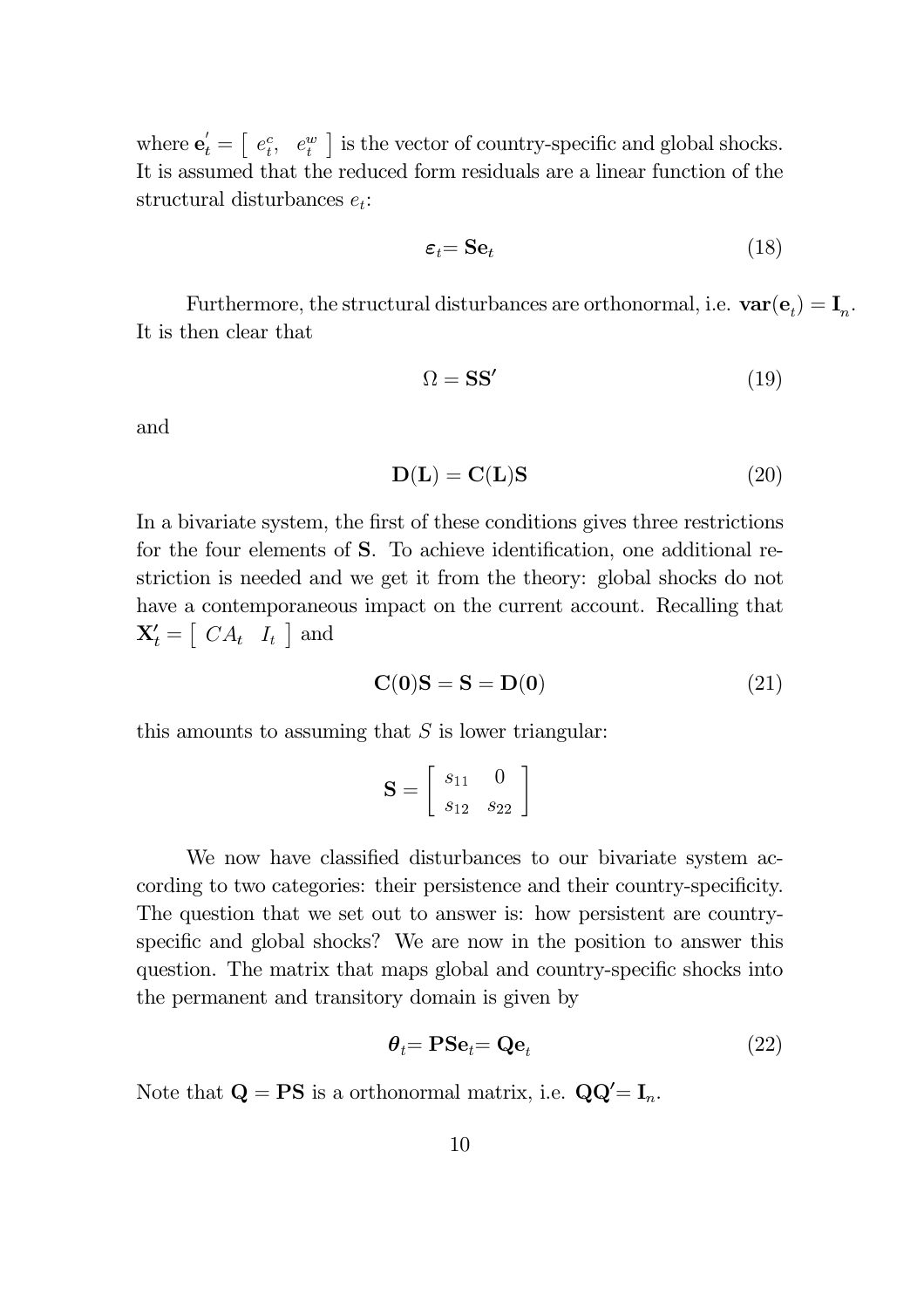where $\mathbf{e}_t' = \left[ \begin{array}{cc} e_t^c, & e_t^w \end{array} \right]$ is the vector of country-specific and global shocks. It is assumed that the reduced form residuals are a linear function of the structural disturbances $e_t$:

$$\boldsymbol{\varepsilon}_t = \mathbf{S}\mathbf{e}_t \tag{18}$$

Furthermore, the structural disturbances are orthonormal, i.e. $\mathbf{var}(\mathbf{e}_t) = \mathbf{I}_n$. It is then clear that

$$\Omega = \mathbf{S}\mathbf{S}' \tag{19}$$

and

$$\mathbf{D}(\mathbf{L}) = \mathbf{C}(\mathbf{L})\mathbf{S} \tag{20}$$

In a bivariate system, the first of these conditions gives three restrictions for the four elements of $\mathbf{S}$. To achieve identification, one additional restriction is needed and we get it from the theory: global shocks do not have a contemporaneous impact on the current account. Recalling that $\mathbf{X}_t' = \left[ \begin{array}{cc} CA_t & I_t \end{array} \right]$ and

$$\mathbf{C}(\mathbf{0})\mathbf{S} = \mathbf{S} = \mathbf{D}(\mathbf{0}) \tag{21}$$

this amounts to assuming that $S$ is lower triangular:

$$\mathbf{S} = \left[ \begin{array}{cc} s_{11} & 0 \\ s_{12} & s_{22} \end{array} \right]$$

We now have classified disturbances to our bivariate system according to two categories: their persistence and their country-specificity. The question that we set out to answer is: how persistent are country-specific and global shocks? We are now in the position to answer this question. The matrix that maps global and country-specific shocks into the permanent and transitory domain is given by

$$\boldsymbol{\theta}_t = \mathbf{P}\mathbf{S}\mathbf{e}_t = \mathbf{Q}\mathbf{e}_t \tag{22}$$

Note that $\mathbf{Q} = \mathbf{P}\mathbf{S}$ is a orthonormal matrix, i.e. $\mathbf{Q}\mathbf{Q}' = \mathbf{I}_n$.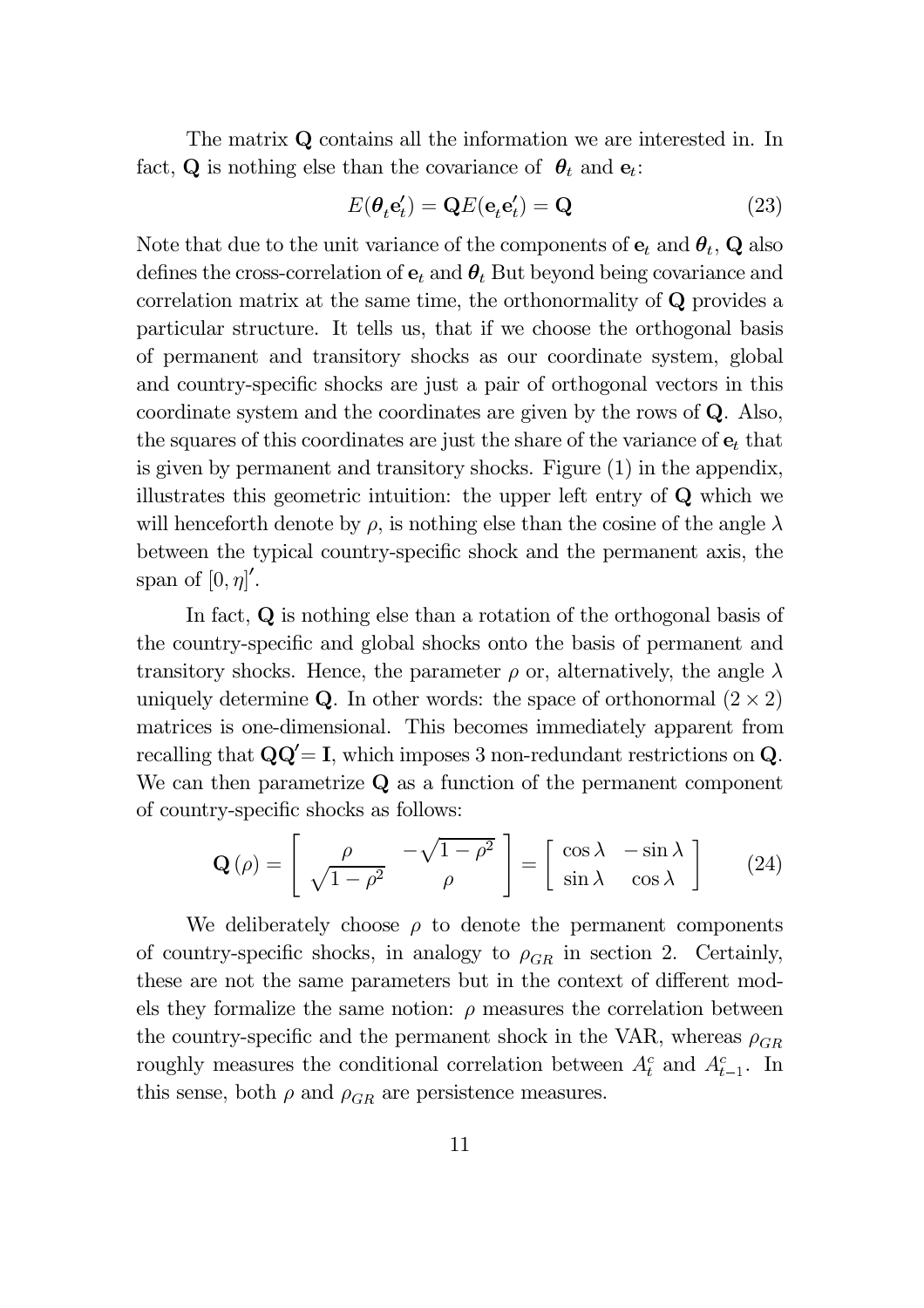The matrix $\mathbf{Q}$ contains all the information we are interested in. In fact, $\mathbf{Q}$ is nothing else than the covariance of $\boldsymbol{\theta}_t$ and $\mathbf{e}_t$:

$$E(\boldsymbol{\theta}_t \mathbf{e}_t') = \mathbf{Q} E(\mathbf{e}_t \mathbf{e}_t') = \mathbf{Q} \tag{23}$$

Note that due to the unit variance of the components of $\mathbf{e}_t$ and $\boldsymbol{\theta}_t$, $\mathbf{Q}$ also defines the cross-correlation of $\mathbf{e}_t$ and $\boldsymbol{\theta}_t$ But beyond being covariance and correlation matrix at the same time, the orthonormality of $\mathbf{Q}$ provides a particular structure. It tells us, that if we choose the orthogonal basis of permanent and transitory shocks as our coordinate system, global and country-specific shocks are just a pair of orthogonal vectors in this coordinate system and the coordinates are given by the rows of $\mathbf{Q}$. Also, the squares of this coordinates are just the share of the variance of $\mathbf{e}_t$ that is given by permanent and transitory shocks. Figure (1) in the appendix, illustrates this geometric intuition: the upper left entry of $\mathbf{Q}$ which we will henceforth denote by $\rho$, is nothing else than the cosine of the angle $\lambda$ between the typical country-specific shock and the permanent axis, the span of $[0, \eta]'$.

In fact, $\mathbf{Q}$ is nothing else than a rotation of the orthogonal basis of the country-specific and global shocks onto the basis of permanent and transitory shocks. Hence, the parameter $\rho$ or, alternatively, the angle $\lambda$ uniquely determine $\mathbf{Q}$. In other words: the space of orthonormal $(2 \times 2)$ matrices is one-dimensional. This becomes immediately apparent from recalling that $\mathbf{Q}\mathbf{Q}' = \mathbf{I}$, which imposes 3 non-redundant restrictions on $\mathbf{Q}$. We can then parametrize $\mathbf{Q}$ as a function of the permanent component of country-specific shocks as follows:

$$\mathbf{Q}(\rho) = \begin{bmatrix} \rho & -\sqrt{1-\rho^2} \\ \sqrt{1-\rho^2} & \rho \end{bmatrix} = \begin{bmatrix} \cos\lambda & -\sin\lambda \\ \sin\lambda & \cos\lambda \end{bmatrix} \tag{24}$$

We deliberately choose $\rho$ to denote the permanent components of country-specific shocks, in analogy to $\rho_{GR}$ in section 2. Certainly, these are not the same parameters but in the context of different models they formalize the same notion: $\rho$ measures the correlation between the country-specific and the permanent shock in the VAR, whereas $\rho_{GR}$ roughly measures the conditional correlation between $A_t^c$ and $A_{t-1}^c$. In this sense, both $\rho$ and $\rho_{GR}$ are persistence measures.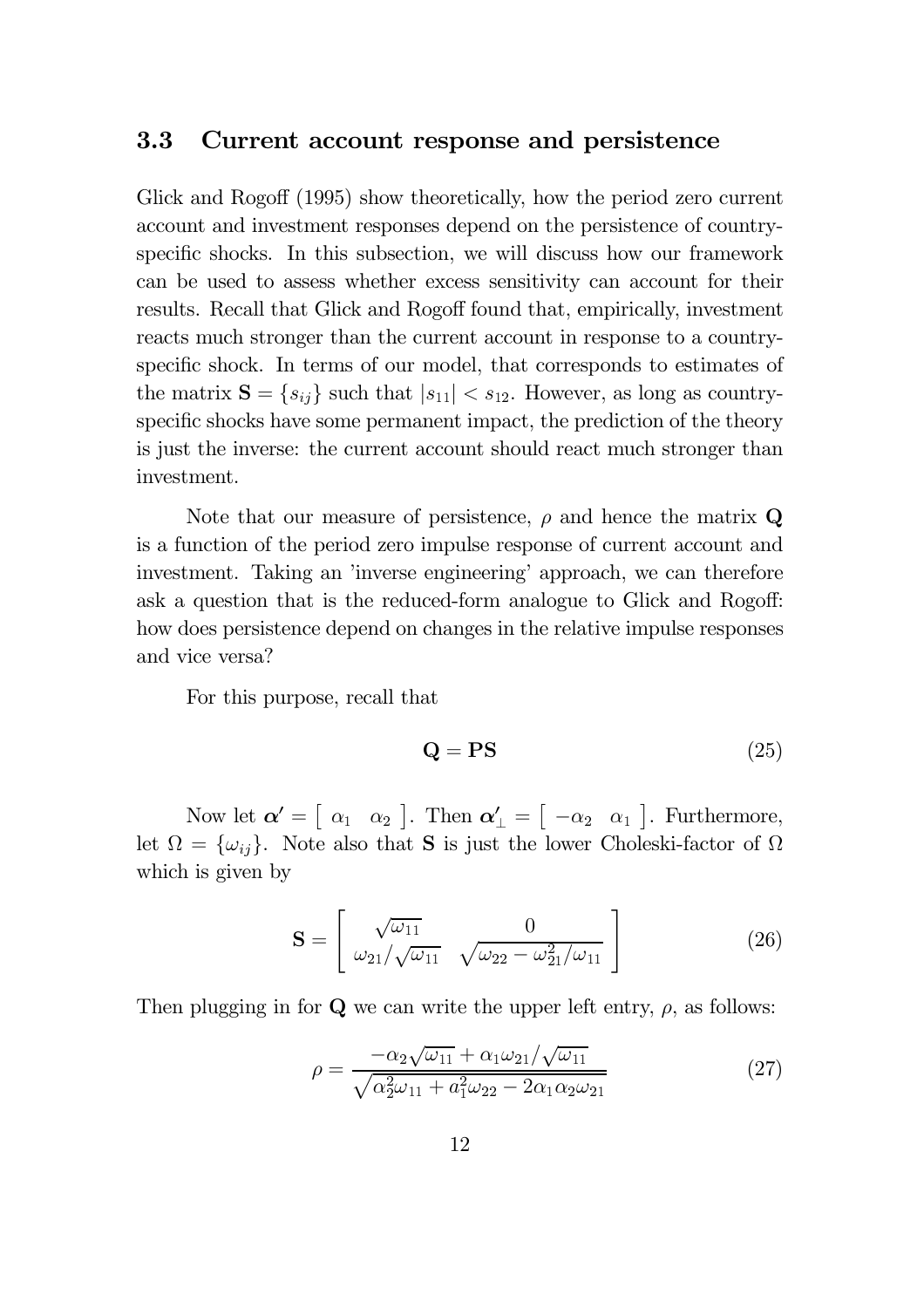### 3.3 Current account response and persistence

Glick and Rogoff (1995) show theoretically, how the period zero current account and investment responses depend on the persistence of country-specific shocks. In this subsection, we will discuss how our framework can be used to assess whether excess sensitivity can account for their results. Recall that Glick and Rogoff found that, empirically, investment reacts much stronger than the current account in response to a country-specific shock. In terms of our model, that corresponds to estimates of the matrix $\mathbf{S} = \{s_{ij}\}$ such that $|s_{11}| < s_{12}$. However, as long as country-specific shocks have some permanent impact, the prediction of the theory is just the inverse: the current account should react much stronger than investment.

Note that our measure of persistence, $\rho$ and hence the matrix $\mathbf{Q}$ is a function of the period zero impulse response of current account and investment. Taking an 'inverse engineering' approach, we can therefore ask a question that is the reduced-form analogue to Glick and Rogoff: how does persistence depend on changes in the relative impulse responses and vice versa?

For this purpose, recall that

$$\mathbf{Q} = \mathbf{PS} \tag{25}$$

Now let $\boldsymbol{\alpha}' = \begin{bmatrix} \alpha_1 & \alpha_2 \end{bmatrix}$. Then $\boldsymbol{\alpha}'_{\perp} = \begin{bmatrix} -\alpha_2 & \alpha_1 \end{bmatrix}$. Furthermore, let $\Omega = \{\omega_{ij}\}$. Note also that $\mathbf{S}$ is just the lower Choleski-factor of $\Omega$ which is given by

$$\mathbf{S} = \begin{bmatrix} \sqrt{\omega_{11}} & 0 \\ \omega_{21}/\sqrt{\omega_{11}} & \sqrt{\omega_{22} - \omega_{21}^2/\omega_{11}} \end{bmatrix} \tag{26}$$

Then plugging in for $\mathbf{Q}$ we can write the upper left entry, $\rho$, as follows:

$$\rho = \frac{-\alpha_2\sqrt{\omega_{11}} + \alpha_1\omega_{21}/\sqrt{\omega_{11}}}{\sqrt{\alpha_2^2\omega_{11} + a_1^2\omega_{22} - 2\alpha_1\alpha_2\omega_{21}}} \tag{27}$$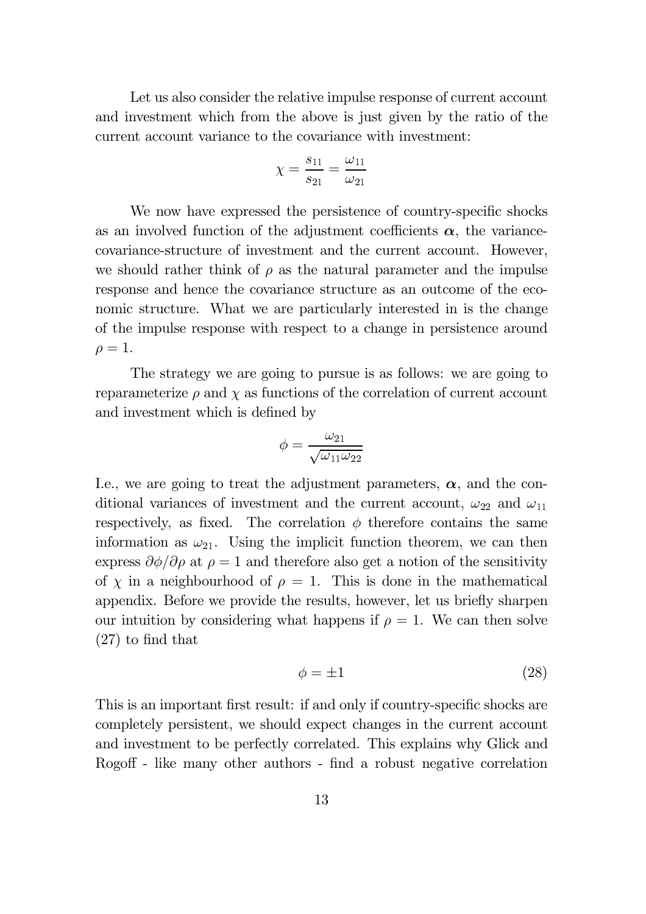Let us also consider the relative impulse response of current account and investment which from the above is just given by the ratio of the current account variance to the covariance with investment:

$$\chi = \frac{s_{11}}{s_{21}} = \frac{\omega_{11}}{\omega_{21}}$$

We now have expressed the persistence of country-specific shocks as an involved function of the adjustment coefficients $\boldsymbol{\alpha}$, the variance-covariance-structure of investment and the current account. However, we should rather think of $\rho$ as the natural parameter and the impulse response and hence the covariance structure as an outcome of the economic structure. What we are particularly interested in is the change of the impulse response with respect to a change in persistence around $\rho = 1$.

The strategy we are going to pursue is as follows: we are going to reparameterize $\rho$ and $\chi$ as functions of the correlation of current account and investment which is defined by

$$\phi = \frac{\omega_{21}}{\sqrt{\omega_{11}\omega_{22}}}$$

I.e., we are going to treat the adjustment parameters, $\boldsymbol{\alpha}$, and the conditional variances of investment and the current account, $\omega_{22}$ and $\omega_{11}$ respectively, as fixed. The correlation $\phi$ therefore contains the same information as $\omega_{21}$. Using the implicit function theorem, we can then express $\partial\phi/\partial\rho$ at $\rho = 1$ and therefore also get a notion of the sensitivity of $\chi$ in a neighbourhood of $\rho = 1$. This is done in the mathematical appendix. Before we provide the results, however, let us briefly sharpen our intuition by considering what happens if $\rho = 1$. We can then solve (27) to find that

$$\phi = \pm 1 \tag{28}$$

This is an important first result: if and only if country-specific shocks are completely persistent, we should expect changes in the current account and investment to be perfectly correlated. This explains why Glick and Rogoff - like many other authors - find a robust negative correlation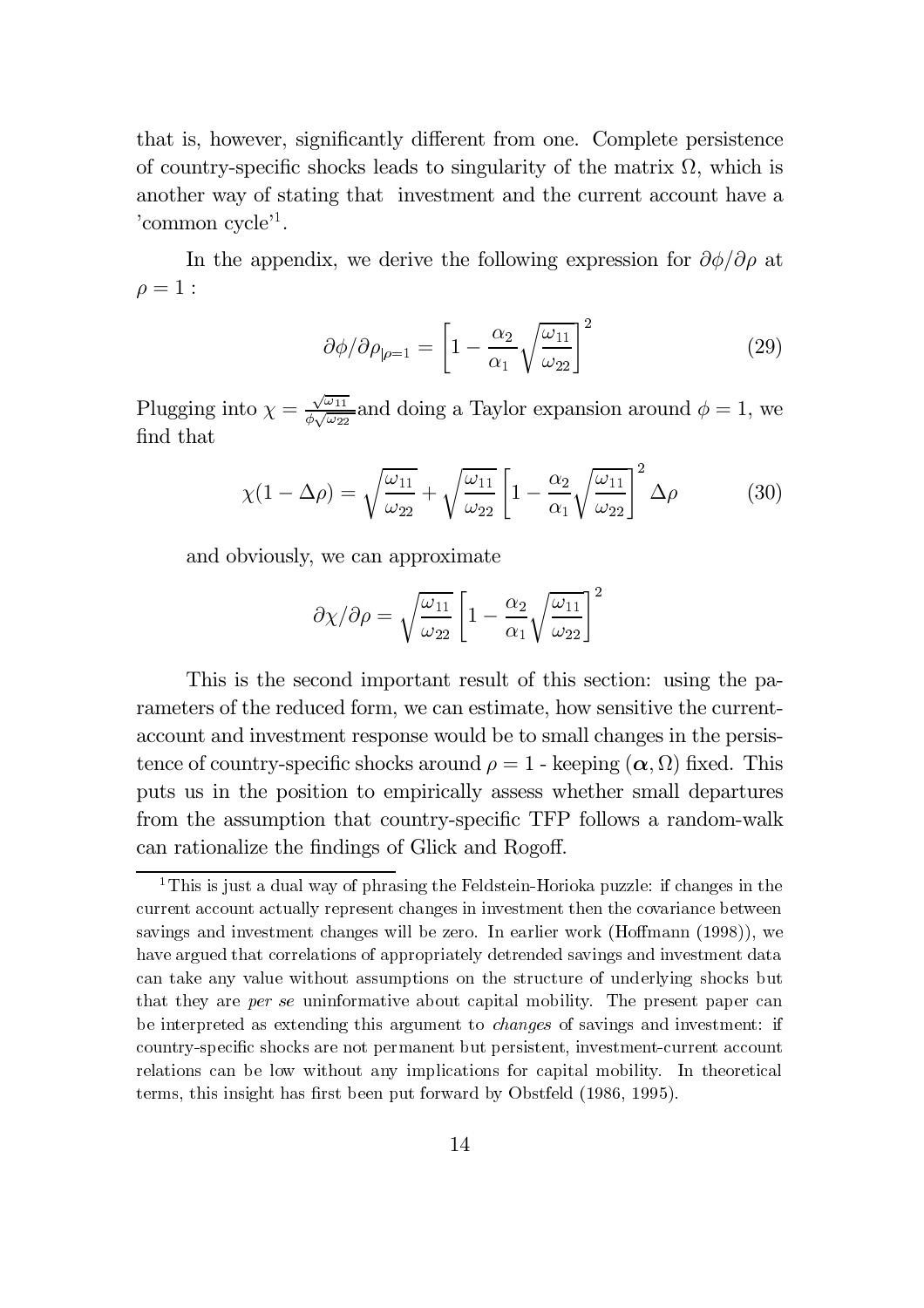that is, however, significantly different from one. Complete persistence of country-specific shocks leads to singularity of the matrix $\Omega$, which is another way of stating that investment and the current account have a 'common cycle'[1].

In the appendix, we derive the following expression for $\partial\phi/\partial\rho$ at $\rho = 1$ :

$$\partial\phi/\partial\rho_{|\rho=1} = \left[1 - \frac{\alpha_2}{\alpha_1}\sqrt{\frac{\omega_{11}}{\omega_{22}}}\right]^2 \tag{29}$$

Plugging into $\chi = \frac{\sqrt{\omega_{11}}}{\phi\sqrt{\omega_{22}}}$and doing a Taylor expansion around $\phi = 1$, we find that

$$\chi(1 - \Delta\rho) = \sqrt{\frac{\omega_{11}}{\omega_{22}}} + \sqrt{\frac{\omega_{11}}{\omega_{22}}}\left[1 - \frac{\alpha_2}{\alpha_1}\sqrt{\frac{\omega_{11}}{\omega_{22}}}\right]^2 \Delta\rho \tag{30}$$

and obviously, we can approximate

$$\partial\chi/\partial\rho = \sqrt{\frac{\omega_{11}}{\omega_{22}}}\left[1 - \frac{\alpha_2}{\alpha_1}\sqrt{\frac{\omega_{11}}{\omega_{22}}}\right]^2$$

This is the second important result of this section: using the parameters of the reduced form, we can estimate, how sensitive the current-account and investment response would be to small changes in the persistence of country-specific shocks around $\rho = 1$ - keeping $(\boldsymbol{\alpha}, \Omega)$ fixed. This puts us in the position to empirically assess whether small departures from the assumption that country-specific TFP follows a random-walk can rationalize the findings of Glick and Rogoff.

[1] This is just a dual way of phrasing the Feldstein-Horioka puzzle: if changes in the current account actually represent changes in investment then the covariance between savings and investment changes will be zero. In earlier work (Hoffmann (1998)), we have argued that correlations of appropriately detrended savings and investment data can take any value without assumptions on the structure of underlying shocks but that they are *per se* uninformative about capital mobility. The present paper can be interpreted as extending this argument to *changes* of savings and investment: if country-specific shocks are not permanent but persistent, investment-current account relations can be low without any implications for capital mobility. In theoretical terms, this insight has first been put forward by Obstfeld (1986, 1995).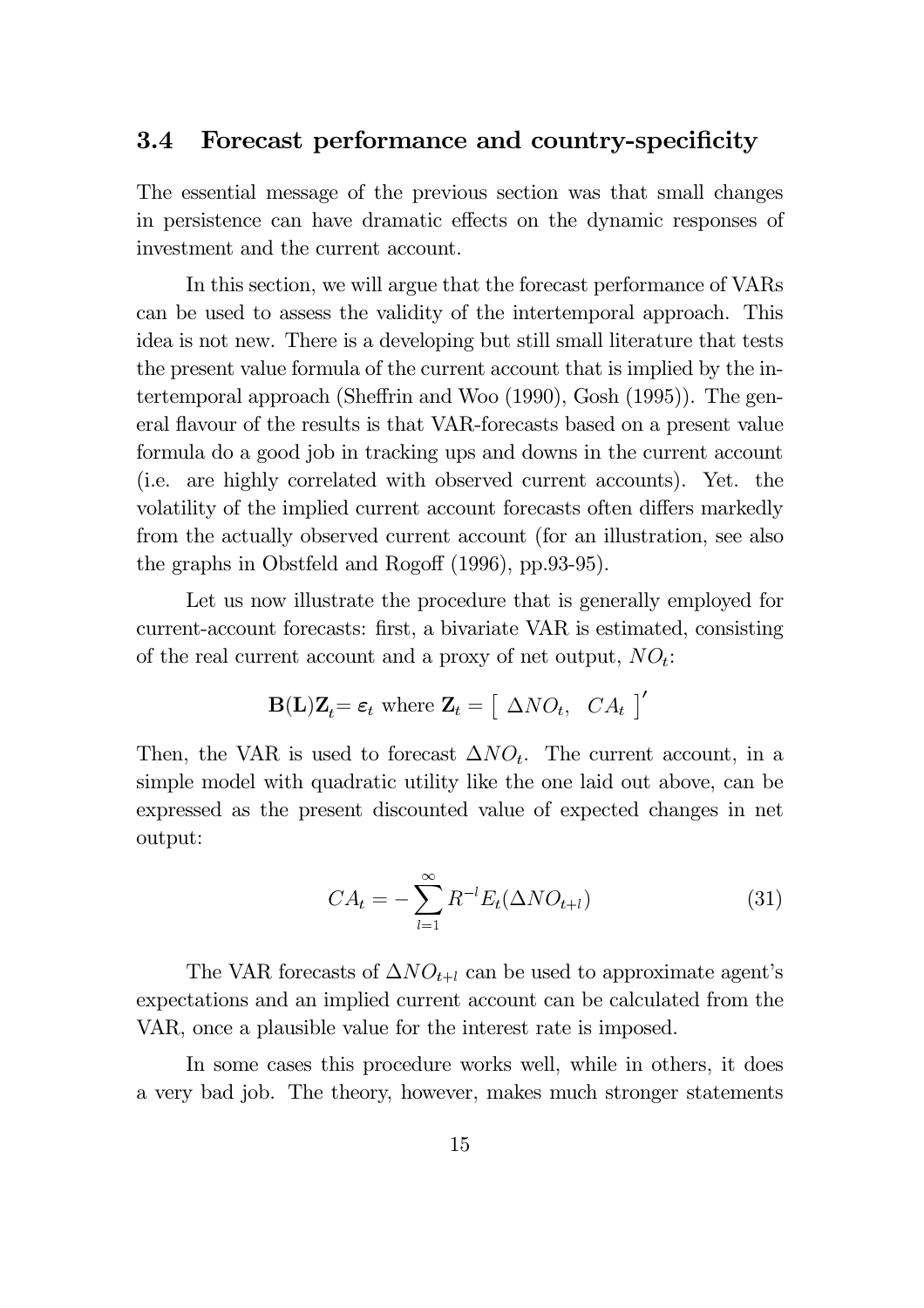### 3.4 Forecast performance and country-specificity

The essential message of the previous section was that small changes in persistence can have dramatic effects on the dynamic responses of investment and the current account.

In this section, we will argue that the forecast performance of VARs can be used to assess the validity of the intertemporal approach. This idea is not new. There is a developing but still small literature that tests the present value formula of the current account that is implied by the intertemporal approach (Sheffrin and Woo (1990), Gosh (1995)). The general flavour of the results is that VAR-forecasts based on a present value formula do a good job in tracking ups and downs in the current account (i.e. are highly correlated with observed current accounts). Yet. the volatility of the implied current account forecasts often differs markedly from the actually observed current account (for an illustration, see also the graphs in Obstfeld and Rogoff (1996), pp.93-95).

Let us now illustrate the procedure that is generally employed for current-account forecasts: first, a bivariate VAR is estimated, consisting of the real current account and a proxy of net output, $NO_t$:

$$\mathbf{B}(\mathbf{L})\mathbf{Z}_t = \boldsymbol{\varepsilon}_t \text{ where } \mathbf{Z}_t = \left[\begin{array}{cc} \Delta NO_t, & CA_t \end{array}\right]'$$

Then, the VAR is used to forecast $\Delta NO_t$. The current account, in a simple model with quadratic utility like the one laid out above, can be expressed as the present discounted value of expected changes in net output:

$$CA_t = -\sum_{l=1}^{\infty} R^{-l} E_t(\Delta NO_{t+l}) \tag{31}$$

The VAR forecasts of $\Delta NO_{t+l}$ can be used to approximate agent's expectations and an implied current account can be calculated from the VAR, once a plausible value for the interest rate is imposed.

In some cases this procedure works well, while in others, it does a very bad job. The theory, however, makes much stronger statements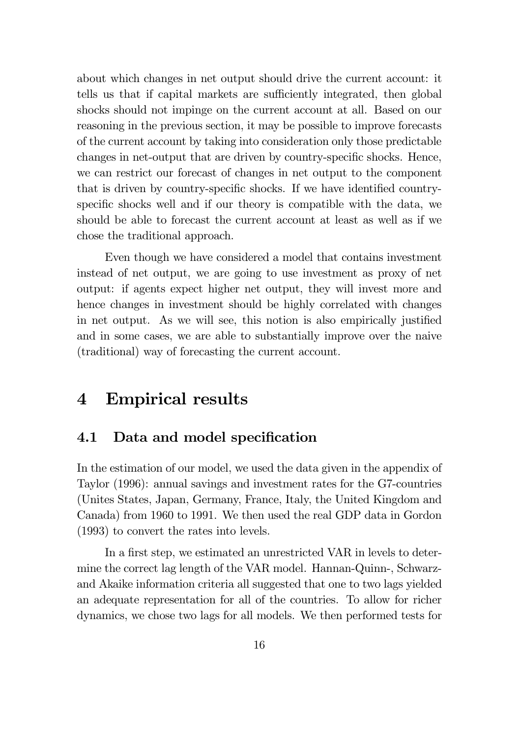about which changes in net output should drive the current account: it tells us that if capital markets are sufficiently integrated, then global shocks should not impinge on the current account at all. Based on our reasoning in the previous section, it may be possible to improve forecasts of the current account by taking into consideration only those predictable changes in net-output that are driven by country-specific shocks. Hence, we can restrict our forecast of changes in net output to the component that is driven by country-specific shocks. If we have identified country-specific shocks well and if our theory is compatible with the data, we should be able to forecast the current account at least as well as if we chose the traditional approach.

Even though we have considered a model that contains investment instead of net output, we are going to use investment as proxy of net output: if agents expect higher net output, they will invest more and hence changes in investment should be highly correlated with changes in net output. As we will see, this notion is also empirically justified and in some cases, we are able to substantially improve over the naive (traditional) way of forecasting the current account.

# 4 Empirical results

## 4.1 Data and model specification

In the estimation of our model, we used the data given in the appendix of Taylor (1996): annual savings and investment rates for the G7-countries (Unites States, Japan, Germany, France, Italy, the United Kingdom and Canada) from 1960 to 1991. We then used the real GDP data in Gordon (1993) to convert the rates into levels.

In a first step, we estimated an unrestricted VAR in levels to determine the correct lag length of the VAR model. Hannan-Quinn-, Schwarz- and Akaike information criteria all suggested that one to two lags yielded an adequate representation for all of the countries. To allow for richer dynamics, we chose two lags for all models. We then performed tests for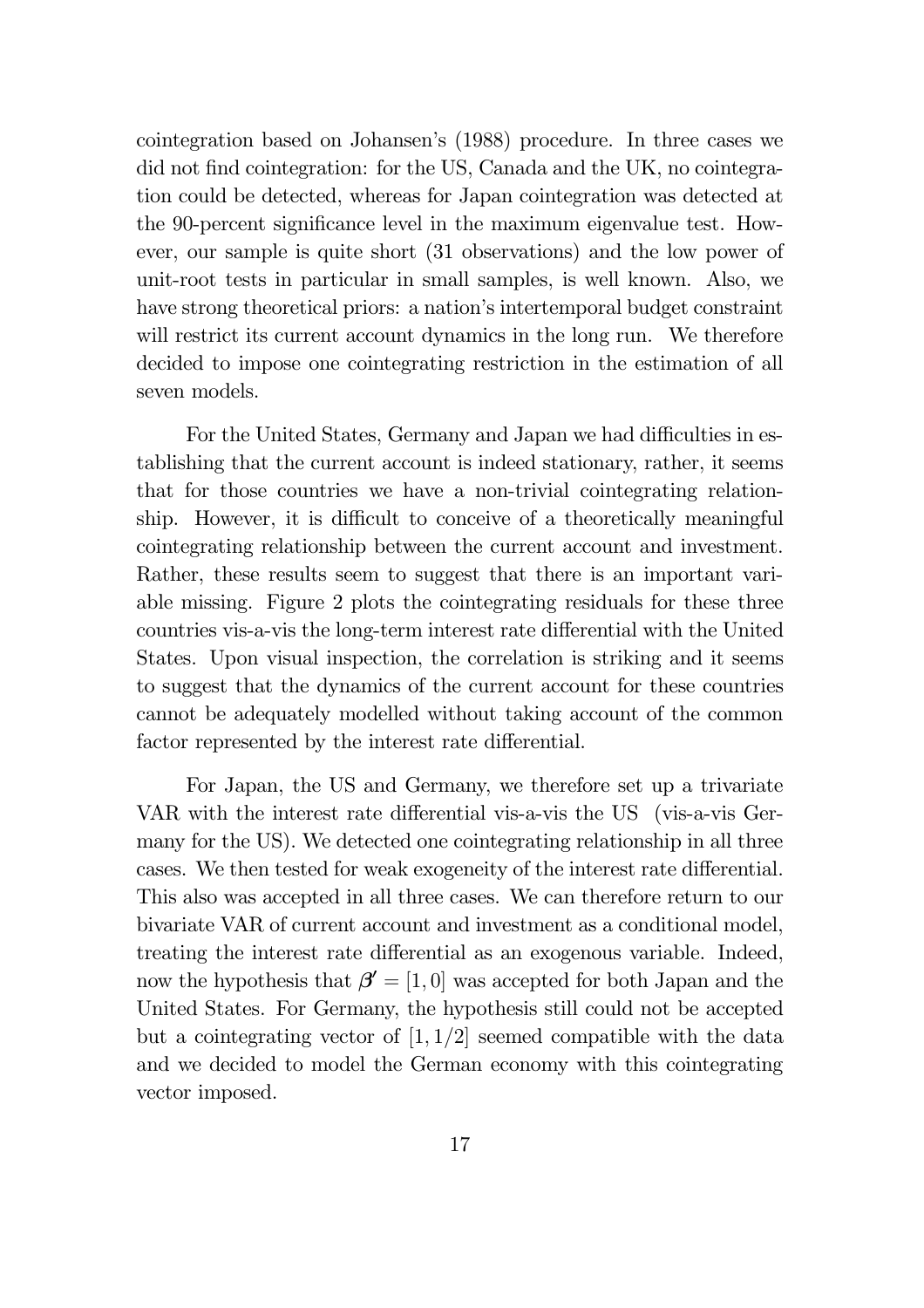cointegration based on Johansen's (1988) procedure. In three cases we did not find cointegration: for the US, Canada and the UK, no cointegration could be detected, whereas for Japan cointegration was detected at the 90-percent significance level in the maximum eigenvalue test. However, our sample is quite short (31 observations) and the low power of unit-root tests in particular in small samples, is well known. Also, we have strong theoretical priors: a nation's intertemporal budget constraint will restrict its current account dynamics in the long run. We therefore decided to impose one cointegrating restriction in the estimation of all seven models.

For the United States, Germany and Japan we had difficulties in establishing that the current account is indeed stationary, rather, it seems that for those countries we have a non-trivial cointegrating relationship. However, it is difficult to conceive of a theoretically meaningful cointegrating relationship between the current account and investment. Rather, these results seem to suggest that there is an important variable missing. Figure 2 plots the cointegrating residuals for these three countries vis-a-vis the long-term interest rate differential with the United States. Upon visual inspection, the correlation is striking and it seems to suggest that the dynamics of the current account for these countries cannot be adequately modelled without taking account of the common factor represented by the interest rate differential.

For Japan, the US and Germany, we therefore set up a trivariate VAR with the interest rate differential vis-a-vis the US (vis-a-vis Germany for the US). We detected one cointegrating relationship in all three cases. We then tested for weak exogeneity of the interest rate differential. This also was accepted in all three cases. We can therefore return to our bivariate VAR of current account and investment as a conditional model, treating the interest rate differential as an exogenous variable. Indeed, now the hypothesis that $\boldsymbol{\beta}' = [1, 0]$ was accepted for both Japan and the United States. For Germany, the hypothesis still could not be accepted but a cointegrating vector of $[1, 1/2]$ seemed compatible with the data and we decided to model the German economy with this cointegrating vector imposed.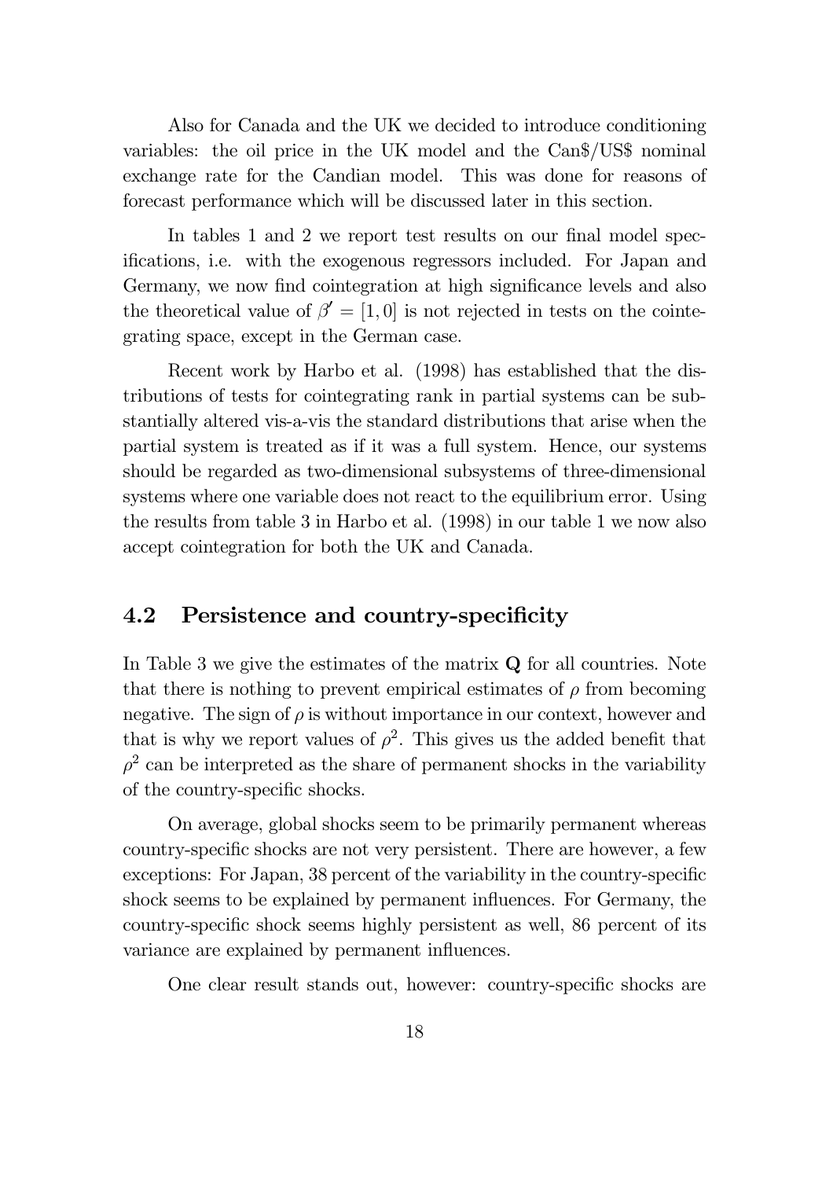Also for Canada and the UK we decided to introduce conditioning variables: the oil price in the UK model and the Can$/US$ nominal exchange rate for the Candian model. This was done for reasons of forecast performance which will be discussed later in this section.

In tables 1 and 2 we report test results on our final model specifications, i.e. with the exogenous regressors included. For Japan and Germany, we now find cointegration at high significance levels and also the theoretical value of $\beta' = [1, 0]$ is not rejected in tests on the cointegrating space, except in the German case.

Recent work by Harbo et al. (1998) has established that the distributions of tests for cointegrating rank in partial systems can be substantially altered vis-a-vis the standard distributions that arise when the partial system is treated as if it was a full system. Hence, our systems should be regarded as two-dimensional subsystems of three-dimensional systems where one variable does not react to the equilibrium error. Using the results from table 3 in Harbo et al. (1998) in our table 1 we now also accept cointegration for both the UK and Canada.

## 4.2 Persistence and country-specificity

In Table 3 we give the estimates of the matrix $\mathbf{Q}$ for all countries. Note that there is nothing to prevent empirical estimates of $\rho$ from becoming negative. The sign of $\rho$ is without importance in our context, however and that is why we report values of $\rho^2$. This gives us the added benefit that $\rho^2$ can be interpreted as the share of permanent shocks in the variability of the country-specific shocks.

On average, global shocks seem to be primarily permanent whereas country-specific shocks are not very persistent. There are however, a few exceptions: For Japan, 38 percent of the variability in the country-specific shock seems to be explained by permanent influences. For Germany, the country-specific shock seems highly persistent as well, 86 percent of its variance are explained by permanent influences.

One clear result stands out, however: country-specific shocks are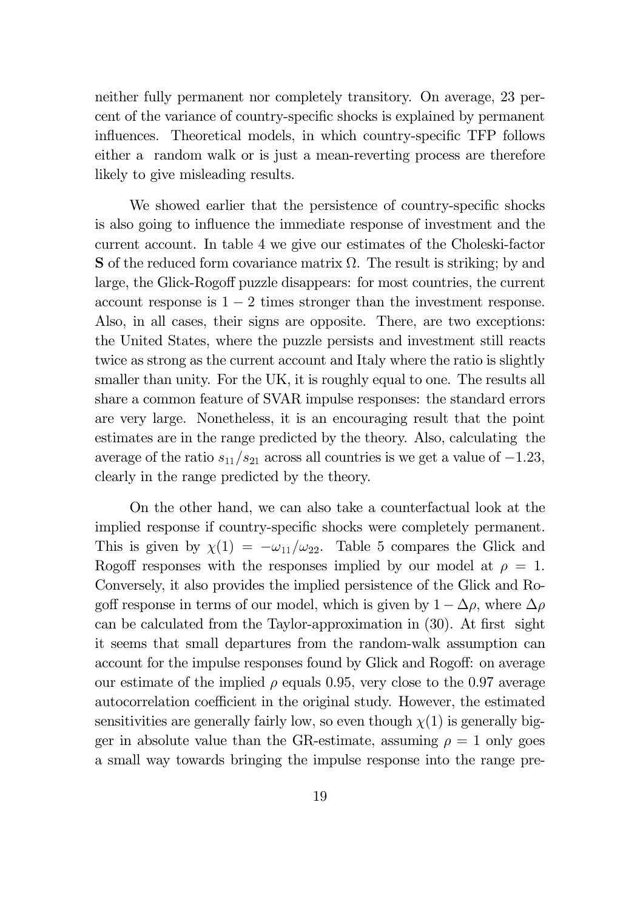neither fully permanent nor completely transitory. On average, 23 percent of the variance of country-specific shocks is explained by permanent influences. Theoretical models, in which country-specific TFP follows either a random walk or is just a mean-reverting process are therefore likely to give misleading results.

We showed earlier that the persistence of country-specific shocks is also going to influence the immediate response of investment and the current account. In table 4 we give our estimates of the Choleski-factor $\mathbf{S}$ of the reduced form covariance matrix $\Omega$. The result is striking; by and large, the Glick-Rogoff puzzle disappears: for most countries, the current account response is $1-2$ times stronger than the investment response. Also, in all cases, their signs are opposite. There, are two exceptions: the United States, where the puzzle persists and investment still reacts twice as strong as the current account and Italy where the ratio is slightly smaller than unity. For the UK, it is roughly equal to one. The results all share a common feature of SVAR impulse responses: the standard errors are very large. Nonetheless, it is an encouraging result that the point estimates are in the range predicted by the theory. Also, calculating the average of the ratio $s_{11}/s_{21}$ across all countries is we get a value of $-1.23$, clearly in the range predicted by the theory.

On the other hand, we can also take a counterfactual look at the implied response if country-specific shocks were completely permanent. This is given by $\chi(1) = -\omega_{11}/\omega_{22}$. Table 5 compares the Glick and Rogoff responses with the responses implied by our model at $\rho = 1$. Conversely, it also provides the implied persistence of the Glick and Rogoff response in terms of our model, which is given by $1 - \Delta\rho$, where $\Delta\rho$ can be calculated from the Taylor-approximation in (30). At first sight it seems that small departures from the random-walk assumption can account for the impulse responses found by Glick and Rogoff: on average our estimate of the implied $\rho$ equals 0.95, very close to the 0.97 average autocorrelation coefficient in the original study. However, the estimated sensitivities are generally fairly low, so even though $\chi(1)$ is generally bigger in absolute value than the GR-estimate, assuming $\rho = 1$ only goes a small way towards bringing the impulse response into the range pre-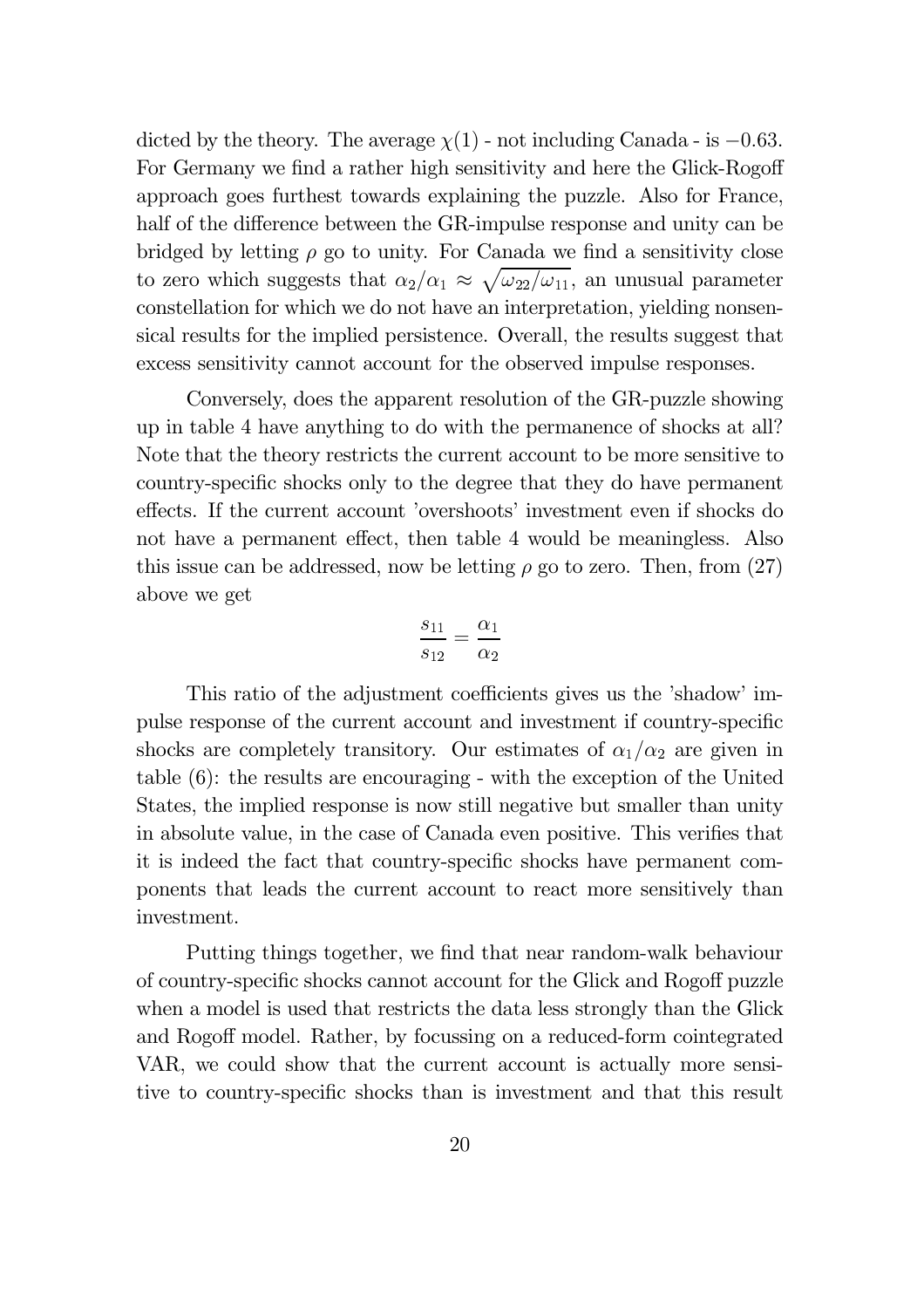dicted by the theory. The average $\chi(1)$ - not including Canada - is $-0.63$. For Germany we find a rather high sensitivity and here the Glick-Rogoff approach goes furthest towards explaining the puzzle. Also for France, half of the difference between the GR-impulse response and unity can be bridged by letting $\rho$ go to unity. For Canada we find a sensitivity close to zero which suggests that $\alpha_2/\alpha_1 \approx \sqrt{\omega_{22}/\omega_{11}}$, an unusual parameter constellation for which we do not have an interpretation, yielding nonsensical results for the implied persistence. Overall, the results suggest that excess sensitivity cannot account for the observed impulse responses.

Conversely, does the apparent resolution of the GR-puzzle showing up in table 4 have anything to do with the permanence of shocks at all? Note that the theory restricts the current account to be more sensitive to country-specific shocks only to the degree that they do have permanent effects. If the current account 'overshoots' investment even if shocks do not have a permanent effect, then table 4 would be meaningless. Also this issue can be addressed, now be letting $\rho$ go to zero. Then, from (27) above we get

$$\frac{s_{11}}{s_{12}} = \frac{\alpha_1}{\alpha_2}$$

This ratio of the adjustment coefficients gives us the 'shadow' impulse response of the current account and investment if country-specific shocks are completely transitory. Our estimates of $\alpha_1/\alpha_2$ are given in table (6): the results are encouraging - with the exception of the United States, the implied response is now still negative but smaller than unity in absolute value, in the case of Canada even positive. This verifies that it is indeed the fact that country-specific shocks have permanent components that leads the current account to react more sensitively than investment.

Putting things together, we find that near random-walk behaviour of country-specific shocks cannot account for the Glick and Rogoff puzzle when a model is used that restricts the data less strongly than the Glick and Rogoff model. Rather, by focussing on a reduced-form cointegrated VAR, we could show that the current account is actually more sensitive to country-specific shocks than is investment and that this result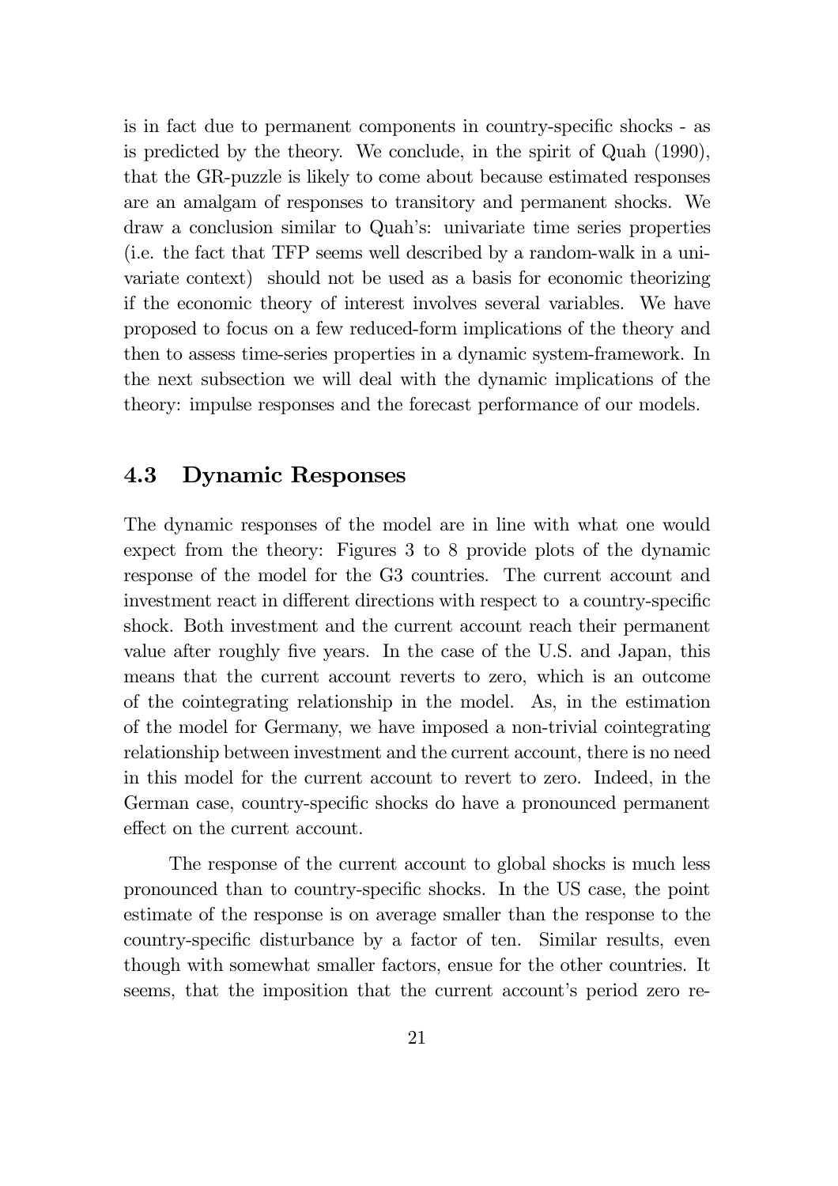is in fact due to permanent components in country-specific shocks - as is predicted by the theory. We conclude, in the spirit of Quah (1990), that the GR-puzzle is likely to come about because estimated responses are an amalgam of responses to transitory and permanent shocks. We draw a conclusion similar to Quah's: univariate time series properties (i.e. the fact that TFP seems well described by a random-walk in a univariate context) should not be used as a basis for economic theorizing if the economic theory of interest involves several variables. We have proposed to focus on a few reduced-form implications of the theory and then to assess time-series properties in a dynamic system-framework. In the next subsection we will deal with the dynamic implications of the theory: impulse responses and the forecast performance of our models.

### 4.3 Dynamic Responses

The dynamic responses of the model are in line with what one would expect from the theory: Figures 3 to 8 provide plots of the dynamic response of the model for the G3 countries. The current account and investment react in different directions with respect to a country-specific shock. Both investment and the current account reach their permanent value after roughly five years. In the case of the U.S. and Japan, this means that the current account reverts to zero, which is an outcome of the cointegrating relationship in the model. As, in the estimation of the model for Germany, we have imposed a non-trivial cointegrating relationship between investment and the current account, there is no need in this model for the current account to revert to zero. Indeed, in the German case, country-specific shocks do have a pronounced permanent effect on the current account.

The response of the current account to global shocks is much less pronounced than to country-specific shocks. In the US case, the point estimate of the response is on average smaller than the response to the country-specific disturbance by a factor of ten. Similar results, even though with somewhat smaller factors, ensue for the other countries. It seems, that the imposition that the current account's period zero re-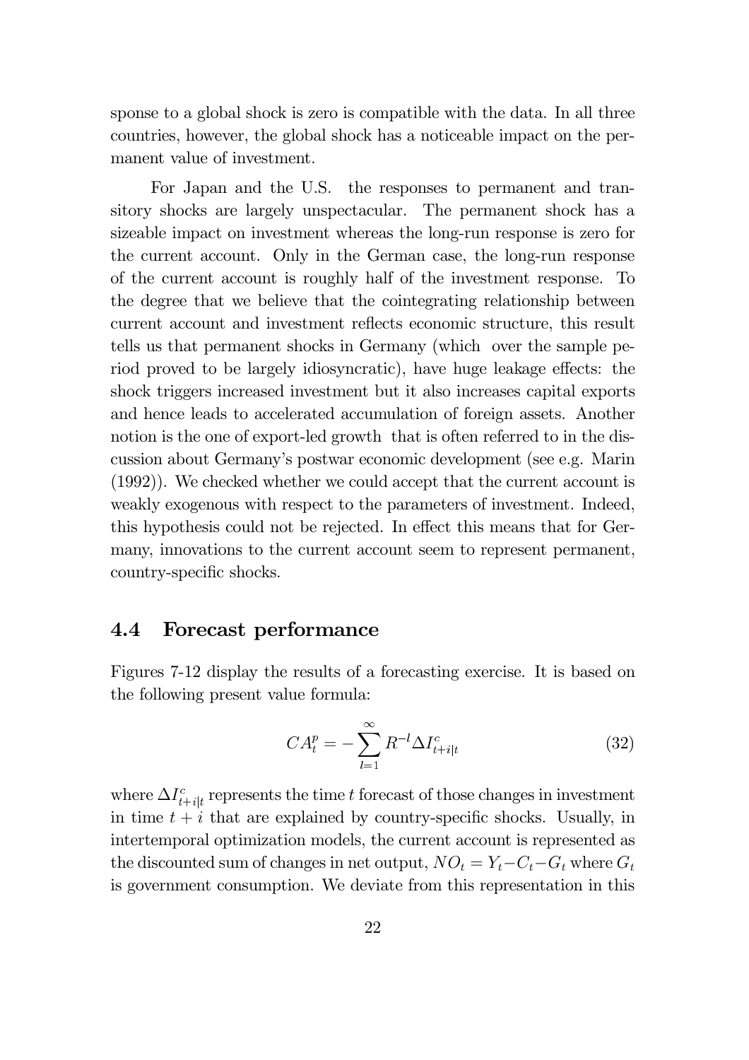sponse to a global shock is zero is compatible with the data. In all three countries, however, the global shock has a noticeable impact on the permanent value of investment.

For Japan and the U.S. the responses to permanent and transitory shocks are largely unspectacular. The permanent shock has a sizeable impact on investment whereas the long-run response is zero for the current account. Only in the German case, the long-run response of the current account is roughly half of the investment response. To the degree that we believe that the cointegrating relationship between current account and investment reflects economic structure, this result tells us that permanent shocks in Germany (which over the sample period proved to be largely idiosyncratic), have huge leakage effects: the shock triggers increased investment but it also increases capital exports and hence leads to accelerated accumulation of foreign assets. Another notion is the one of export-led growth that is often referred to in the discussion about Germany's postwar economic development (see e.g. Marin (1992)). We checked whether we could accept that the current account is weakly exogenous with respect to the parameters of investment. Indeed, this hypothesis could not be rejected. In effect this means that for Germany, innovations to the current account seem to represent permanent, country-specific shocks.

### 4.4 Forecast performance

Figures 7-12 display the results of a forecasting exercise. It is based on the following present value formula:

$$CA_t^p = -\sum_{l=1}^{\infty} R^{-l} \Delta I_{t+i|t}^c \tag{32}$$

where $\Delta I_{t+i|t}^c$ represents the time $t$ forecast of those changes in investment in time $t+i$ that are explained by country-specific shocks. Usually, in intertemporal optimization models, the current account is represented as the discounted sum of changes in net output, $NO_t = Y_t - C_t - G_t$ where $G_t$ is government consumption. We deviate from this representation in this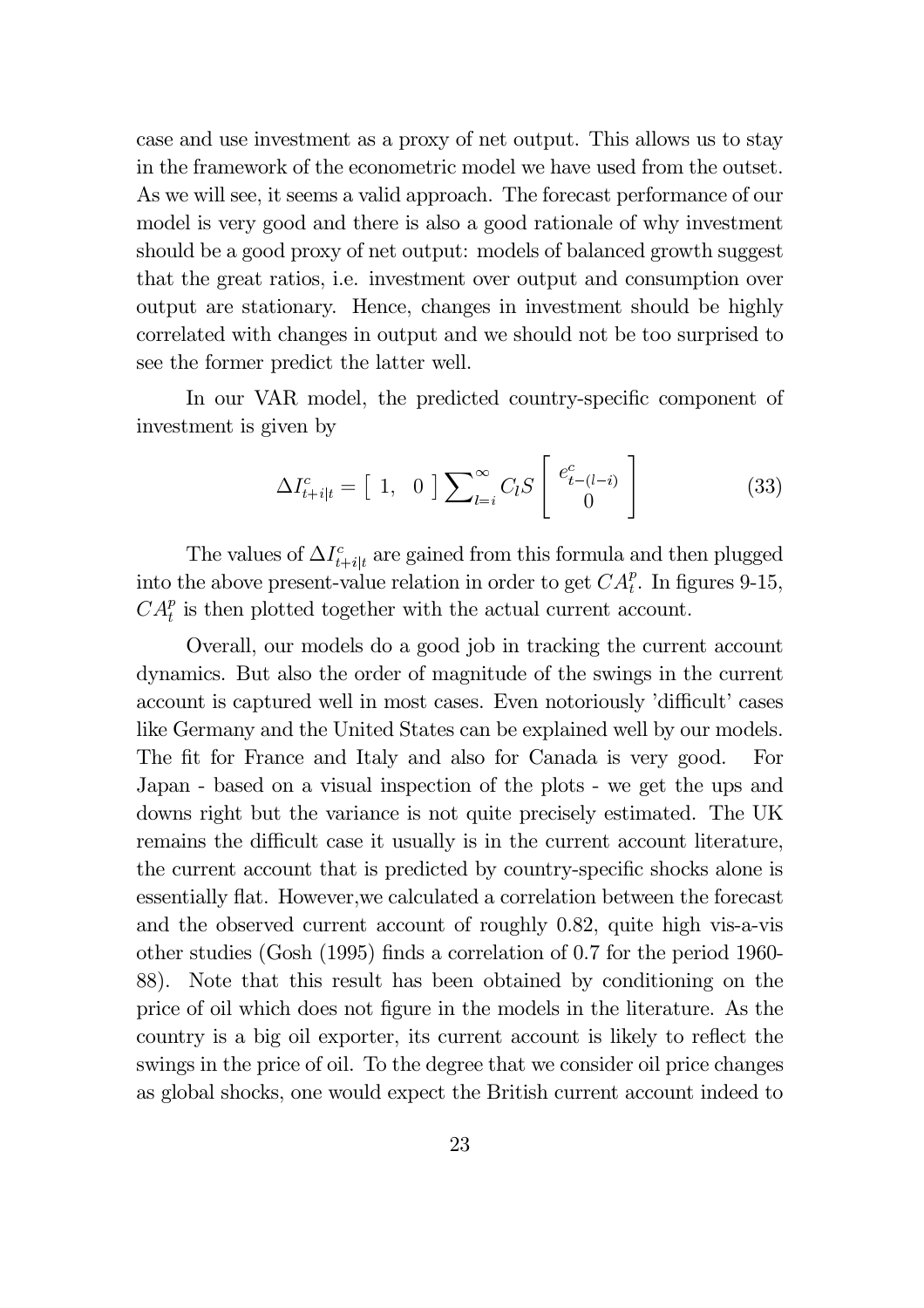case and use investment as a proxy of net output. This allows us to stay in the framework of the econometric model we have used from the outset. As we will see, it seems a valid approach. The forecast performance of our model is very good and there is also a good rationale of why investment should be a good proxy of net output: models of balanced growth suggest that the great ratios, i.e. investment over output and consumption over output are stationary. Hence, changes in investment should be highly correlated with changes in output and we should not be too surprised to see the former predict the latter well.

In our VAR model, the predicted country-specific component of investment is given by

$$\Delta I^c_{t+i|t} = \left[\begin{array}{cc} 1, & 0 \end{array}\right] \sum\nolimits_{l=i}^{\infty} C_l S \left[\begin{array}{c} e^c_{t-(l-i)} \\ 0 \end{array}\right] \tag{33}$$

The values of $\Delta I^c_{t+i|t}$ are gained from this formula and then plugged into the above present-value relation in order to get $CA^p_t$. In figures 9-15, $CA^p_t$ is then plotted together with the actual current account.

Overall, our models do a good job in tracking the current account dynamics. But also the order of magnitude of the swings in the current account is captured well in most cases. Even notoriously 'difficult' cases like Germany and the United States can be explained well by our models. The fit for France and Italy and also for Canada is very good. For Japan - based on a visual inspection of the plots - we get the ups and downs right but the variance is not quite precisely estimated. The UK remains the difficult case it usually is in the current account literature, the current account that is predicted by country-specific shocks alone is essentially flat. However,we calculated a correlation between the forecast and the observed current account of roughly 0.82, quite high vis-a-vis other studies (Gosh (1995) finds a correlation of 0.7 for the period 1960-88). Note that this result has been obtained by conditioning on the price of oil which does not figure in the models in the literature. As the country is a big oil exporter, its current account is likely to reflect the swings in the price of oil. To the degree that we consider oil price changes as global shocks, one would expect the British current account indeed to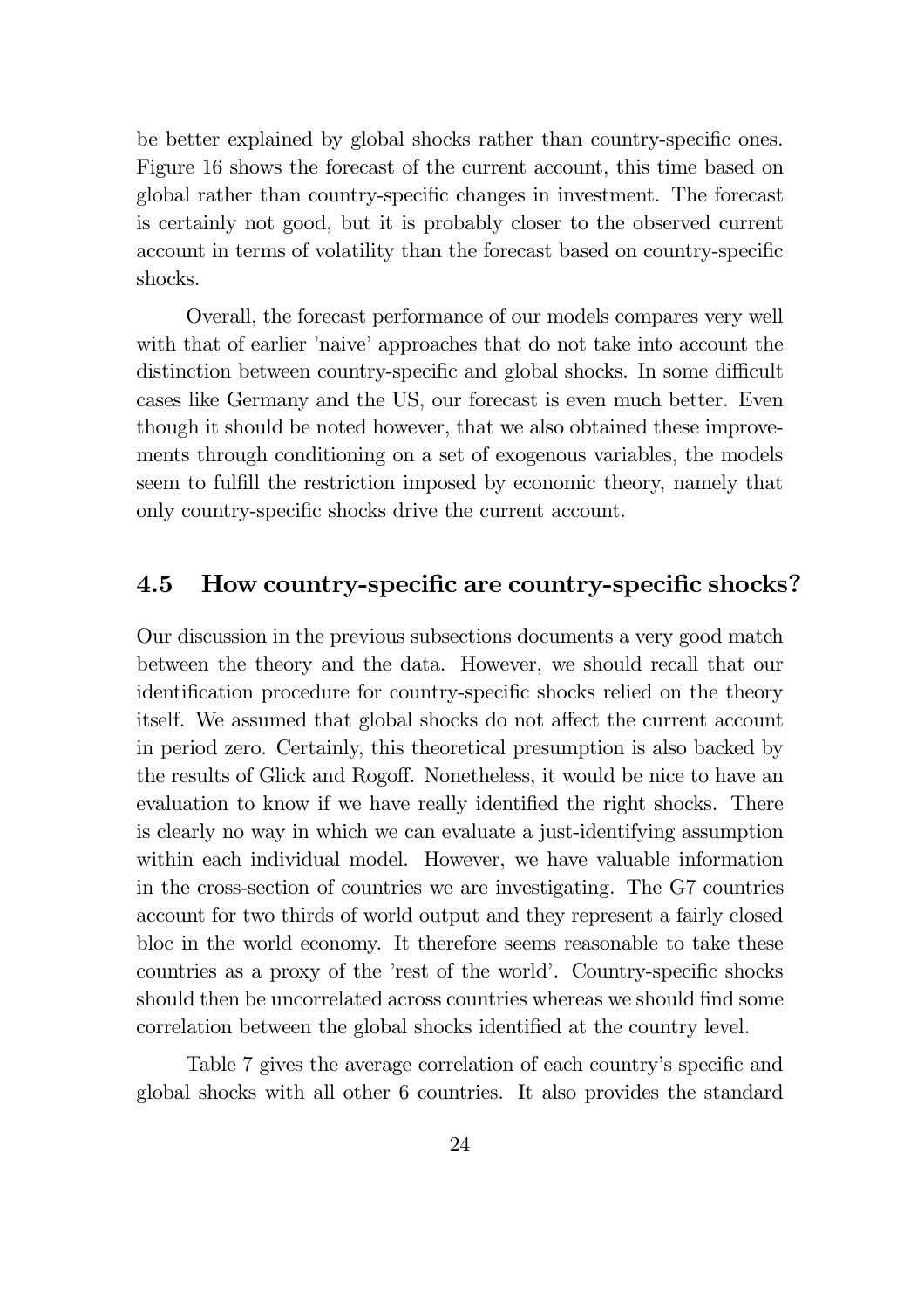be better explained by global shocks rather than country-specific ones. Figure 16 shows the forecast of the current account, this time based on global rather than country-specific changes in investment. The forecast is certainly not good, but it is probably closer to the observed current account in terms of volatility than the forecast based on country-specific shocks.

Overall, the forecast performance of our models compares very well with that of earlier 'naive' approaches that do not take into account the distinction between country-specific and global shocks. In some difficult cases like Germany and the US, our forecast is even much better. Even though it should be noted however, that we also obtained these improvements through conditioning on a set of exogenous variables, the models seem to fulfill the restriction imposed by economic theory, namely that only country-specific shocks drive the current account.

## 4.5 How country-specific are country-specific shocks?

Our discussion in the previous subsections documents a very good match between the theory and the data. However, we should recall that our identification procedure for country-specific shocks relied on the theory itself. We assumed that global shocks do not affect the current account in period zero. Certainly, this theoretical presumption is also backed by the results of Glick and Rogoff. Nonetheless, it would be nice to have an evaluation to know if we have really identified the right shocks. There is clearly no way in which we can evaluate a just-identifying assumption within each individual model. However, we have valuable information in the cross-section of countries we are investigating. The G7 countries account for two thirds of world output and they represent a fairly closed bloc in the world economy. It therefore seems reasonable to take these countries as a proxy of the 'rest of the world'. Country-specific shocks should then be uncorrelated across countries whereas we should find some correlation between the global shocks identified at the country level.

Table 7 gives the average correlation of each country's specific and global shocks with all other 6 countries. It also provides the standard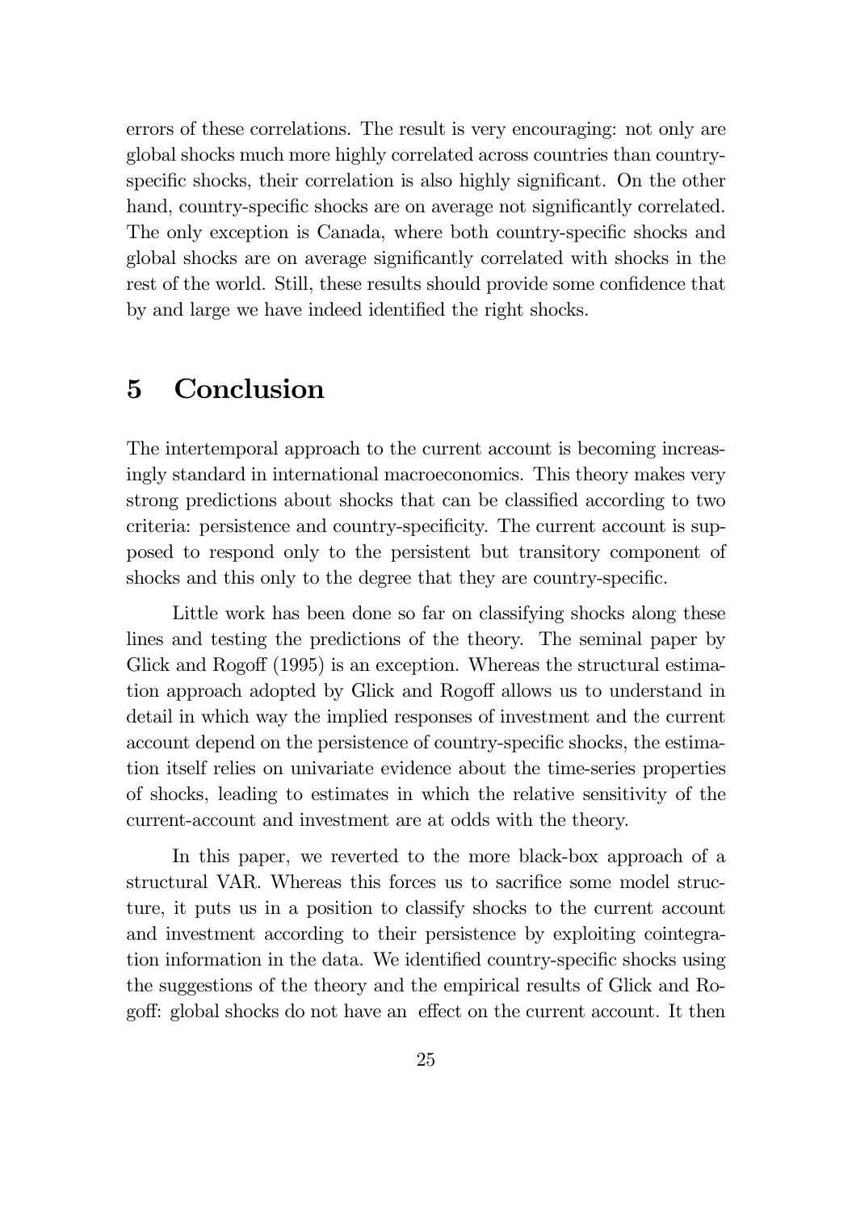errors of these correlations. The result is very encouraging: not only are global shocks much more highly correlated across countries than country-specific shocks, their correlation is also highly significant. On the other hand, country-specific shocks are on average not significantly correlated. The only exception is Canada, where both country-specific shocks and global shocks are on average significantly correlated with shocks in the rest of the world. Still, these results should provide some confidence that by and large we have indeed identified the right shocks.

# 5 Conclusion

The intertemporal approach to the current account is becoming increasingly standard in international macroeconomics. This theory makes very strong predictions about shocks that can be classified according to two criteria: persistence and country-specificity. The current account is supposed to respond only to the persistent but transitory component of shocks and this only to the degree that they are country-specific.

Little work has been done so far on classifying shocks along these lines and testing the predictions of the theory. The seminal paper by Glick and Rogoff (1995) is an exception. Whereas the structural estimation approach adopted by Glick and Rogoff allows us to understand in detail in which way the implied responses of investment and the current account depend on the persistence of country-specific shocks, the estimation itself relies on univariate evidence about the time-series properties of shocks, leading to estimates in which the relative sensitivity of the current-account and investment are at odds with the theory.

In this paper, we reverted to the more black-box approach of a structural VAR. Whereas this forces us to sacrifice some model structure, it puts us in a position to classify shocks to the current account and investment according to their persistence by exploiting cointegration information in the data. We identified country-specific shocks using the suggestions of the theory and the empirical results of Glick and Rogoff: global shocks do not have an effect on the current account. It then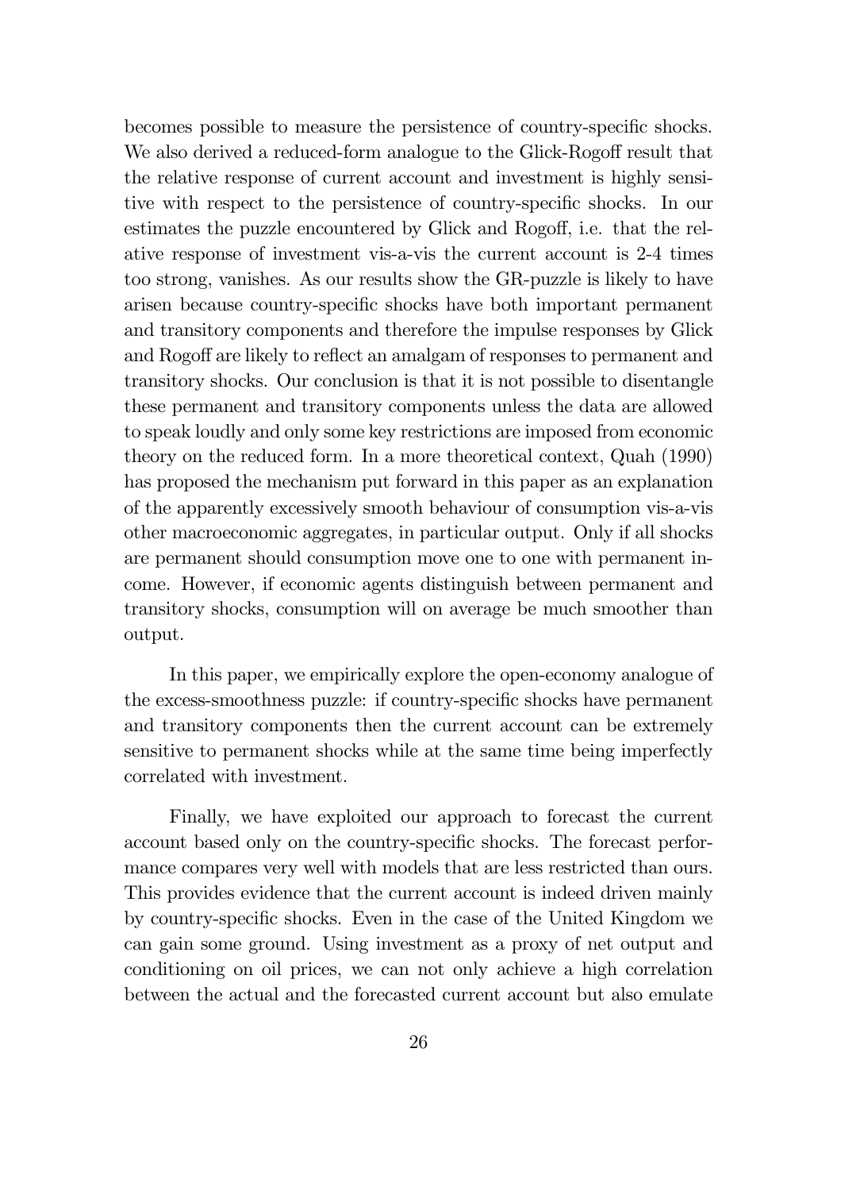becomes possible to measure the persistence of country-specific shocks. We also derived a reduced-form analogue to the Glick-Rogoff result that the relative response of current account and investment is highly sensitive with respect to the persistence of country-specific shocks. In our estimates the puzzle encountered by Glick and Rogoff, i.e. that the relative response of investment vis-a-vis the current account is 2-4 times too strong, vanishes. As our results show the GR-puzzle is likely to have arisen because country-specific shocks have both important permanent and transitory components and therefore the impulse responses by Glick and Rogoff are likely to reflect an amalgam of responses to permanent and transitory shocks. Our conclusion is that it is not possible to disentangle these permanent and transitory components unless the data are allowed to speak loudly and only some key restrictions are imposed from economic theory on the reduced form. In a more theoretical context, Quah (1990) has proposed the mechanism put forward in this paper as an explanation of the apparently excessively smooth behaviour of consumption vis-a-vis other macroeconomic aggregates, in particular output. Only if all shocks are permanent should consumption move one to one with permanent income. However, if economic agents distinguish between permanent and transitory shocks, consumption will on average be much smoother than output.

In this paper, we empirically explore the open-economy analogue of the excess-smoothness puzzle: if country-specific shocks have permanent and transitory components then the current account can be extremely sensitive to permanent shocks while at the same time being imperfectly correlated with investment.

Finally, we have exploited our approach to forecast the current account based only on the country-specific shocks. The forecast performance compares very well with models that are less restricted than ours. This provides evidence that the current account is indeed driven mainly by country-specific shocks. Even in the case of the United Kingdom we can gain some ground. Using investment as a proxy of net output and conditioning on oil prices, we can not only achieve a high correlation between the actual and the forecasted current account but also emulate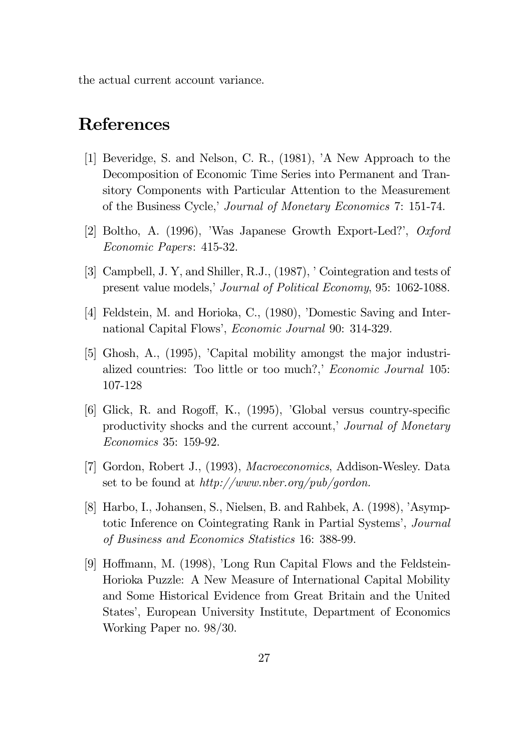the actual current account variance.

# References

[1] Beveridge, S. and Nelson, C. R., (1981), 'A New Approach to the Decomposition of Economic Time Series into Permanent and Transitory Components with Particular Attention to the Measurement of the Business Cycle,' *Journal of Monetary Economics* 7: 151-74.

[2] Boltho, A. (1996), 'Was Japanese Growth Export-Led?', *Oxford Economic Papers*: 415-32.

[3] Campbell, J. Y, and Shiller, R.J., (1987), ' Cointegration and tests of present value models,' *Journal of Political Economy*, 95: 1062-1088.

[4] Feldstein, M. and Horioka, C., (1980), 'Domestic Saving and International Capital Flows', *Economic Journal* 90: 314-329.

[5] Ghosh, A., (1995), 'Capital mobility amongst the major industrialized countries: Too little or too much?,' *Economic Journal* 105: 107-128

[6] Glick, R. and Rogoff, K., (1995), 'Global versus country-specific productivity shocks and the current account,' *Journal of Monetary Economics* 35: 159-92.

[7] Gordon, Robert J., (1993), *Macroeconomics*, Addison-Wesley. Data set to be found at *http://www.nber.org/pub/gordon.*

[8] Harbo, I., Johansen, S., Nielsen, B. and Rahbek, A. (1998), 'Asymptotic Inference on Cointegrating Rank in Partial Systems', *Journal of Business and Economics Statistics* 16: 388-99.

[9] Hoffmann, M. (1998), 'Long Run Capital Flows and the Feldstein-Horioka Puzzle: A New Measure of International Capital Mobility and Some Historical Evidence from Great Britain and the United States', European University Institute, Department of Economics Working Paper no. 98/30.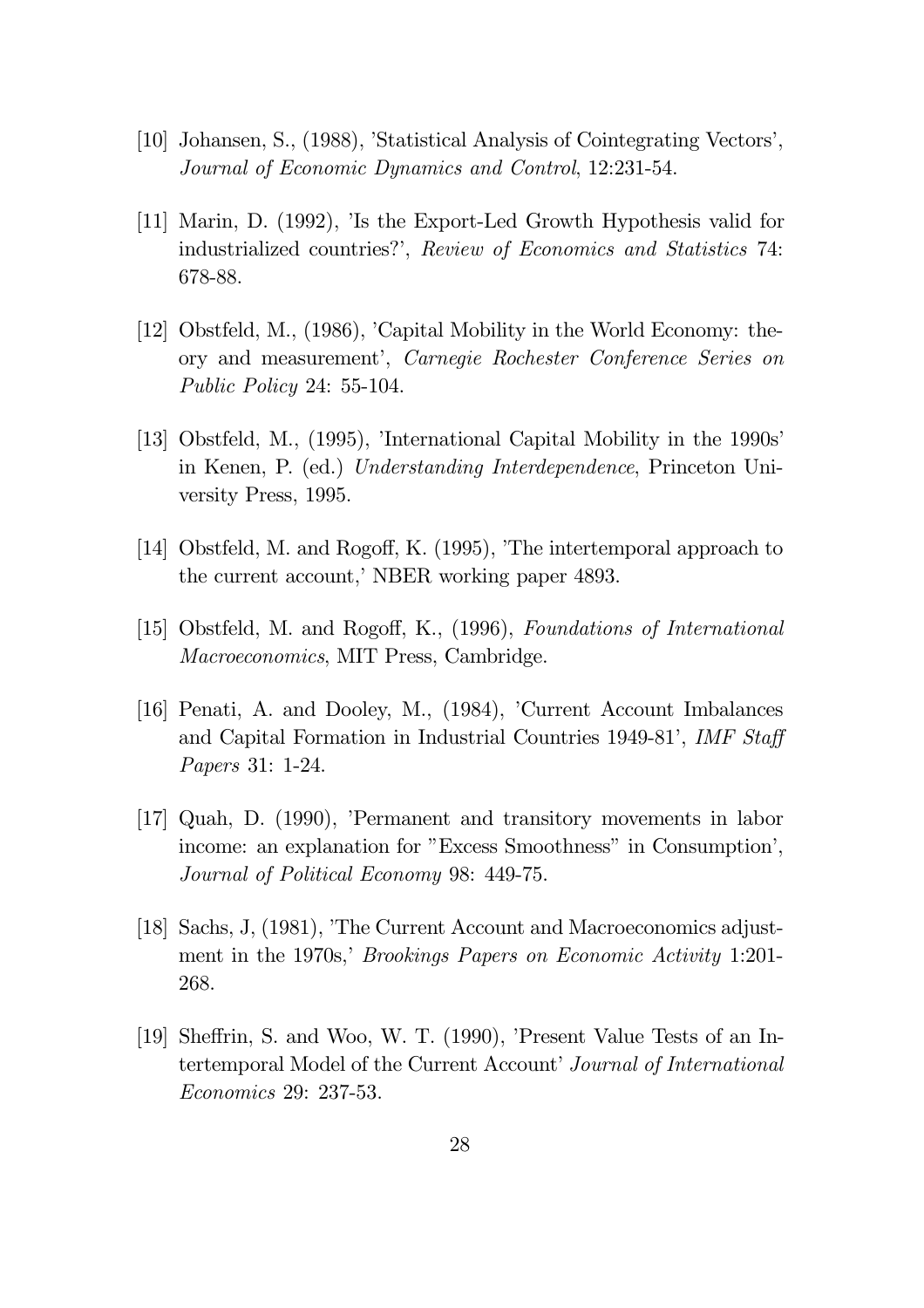[10] Johansen, S., (1988), 'Statistical Analysis of Cointegrating Vectors', *Journal of Economic Dynamics and Control*, 12:231-54.

[11] Marin, D. (1992), 'Is the Export-Led Growth Hypothesis valid for industrialized countries?', *Review of Economics and Statistics* 74: 678-88.

[12] Obstfeld, M., (1986), 'Capital Mobility in the World Economy: theory and measurement', *Carnegie Rochester Conference Series on Public Policy* 24: 55-104.

[13] Obstfeld, M., (1995), 'International Capital Mobility in the 1990s' in Kenen, P. (ed.) *Understanding Interdependence*, Princeton University Press, 1995.

[14] Obstfeld, M. and Rogoff, K. (1995), 'The intertemporal approach to the current account,' NBER working paper 4893.

[15] Obstfeld, M. and Rogoff, K., (1996), *Foundations of International Macroeconomics*, MIT Press, Cambridge.

[16] Penati, A. and Dooley, M., (1984), 'Current Account Imbalances and Capital Formation in Industrial Countries 1949-81', *IMF Staff Papers* 31: 1-24.

[17] Quah, D. (1990), 'Permanent and transitory movements in labor income: an explanation for "Excess Smoothness" in Consumption', *Journal of Political Economy* 98: 449-75.

[18] Sachs, J, (1981), 'The Current Account and Macroeconomics adjustment in the 1970s,' *Brookings Papers on Economic Activity* 1:201-268.

[19] Sheffrin, S. and Woo, W. T. (1990), 'Present Value Tests of an Intertemporal Model of the Current Account' *Journal of International Economics* 29: 237-53.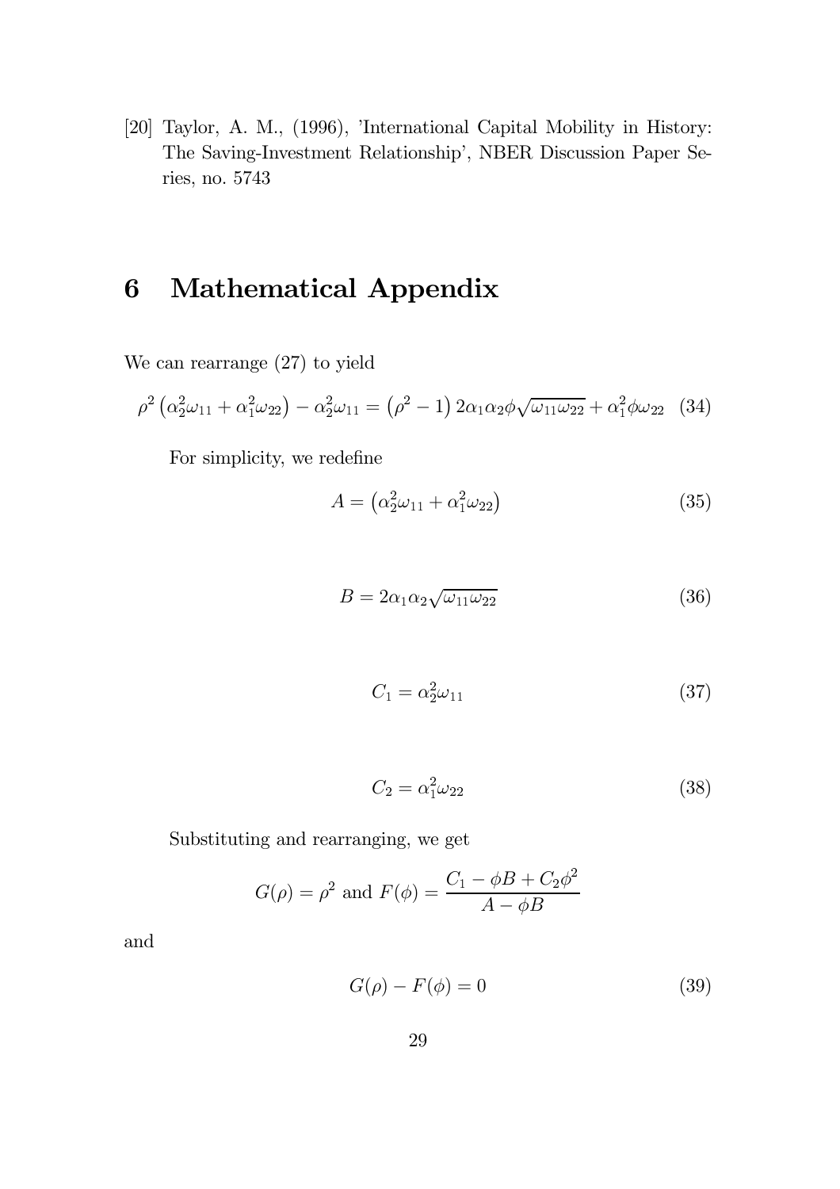[20] Taylor, A. M., (1996), 'International Capital Mobility in History: The Saving-Investment Relationship', NBER Discussion Paper Series, no. 5743

# 6 Mathematical Appendix

We can rearrange (27) to yield

$$\rho^2 \left(\alpha_2^2 \omega_{11} + \alpha_1^2 \omega_{22}\right) - \alpha_2^2 \omega_{11} = \left(\rho^2 - 1\right) 2\alpha_1 \alpha_2 \phi \sqrt{\omega_{11}\omega_{22}} + \alpha_1^2 \phi \omega_{22} \quad (34)$$

For simplicity, we redefine

$$A = \left(\alpha_2^2 \omega_{11} + \alpha_1^2 \omega_{22}\right) \quad (35)$$

$$B = 2\alpha_1 \alpha_2 \sqrt{\omega_{11}\omega_{22}} \quad (36)$$

$$C_1 = \alpha_2^2 \omega_{11} \quad (37)$$

$$C_2 = \alpha_1^2 \omega_{22} \quad (38)$$

Substituting and rearranging, we get

$$G(\rho) = \rho^2 \text{ and } F(\phi) = \frac{C_1 - \phi B + C_2 \phi^2}{A - \phi B}$$

and

$$G(\rho) - F(\phi) = 0 \quad (39)$$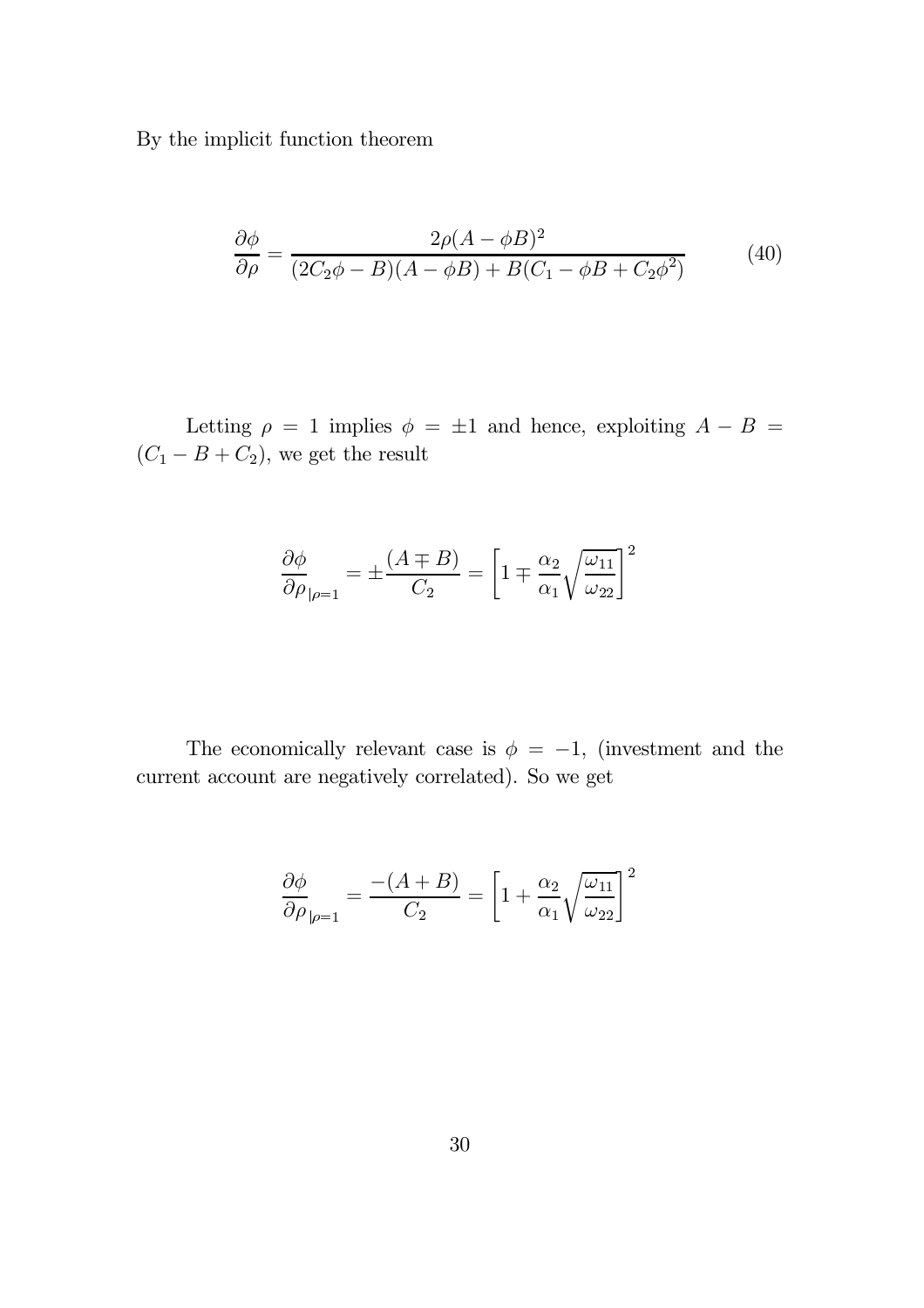By the implicit function theorem

$$\frac{\partial \phi}{\partial \rho} = \frac{2\rho(A - \phi B)^2}{(2C_2\phi - B)(A - \phi B) + B(C_1 - \phi B + C_2\phi^2)} \tag{40}$$

Letting $\rho = 1$ implies $\phi = \pm 1$ and hence, exploiting $A - B = (C_1 - B + C_2)$, we get the result

$$\frac{\partial \phi}{\partial \rho}_{|\rho=1} = \pm\frac{(A \mp B)}{C_2} = \left[1 \mp \frac{\alpha_2}{\alpha_1}\sqrt{\frac{\omega_{11}}{\omega_{22}}}\right]^2$$

The economically relevant case is $\phi = -1$, (investment and the current account are negatively correlated). So we get

$$\frac{\partial \phi}{\partial \rho}_{|\rho=1} = \frac{-(A + B)}{C_2} = \left[1 + \frac{\alpha_2}{\alpha_1}\sqrt{\frac{\omega_{11}}{\omega_{22}}}\right]^2$$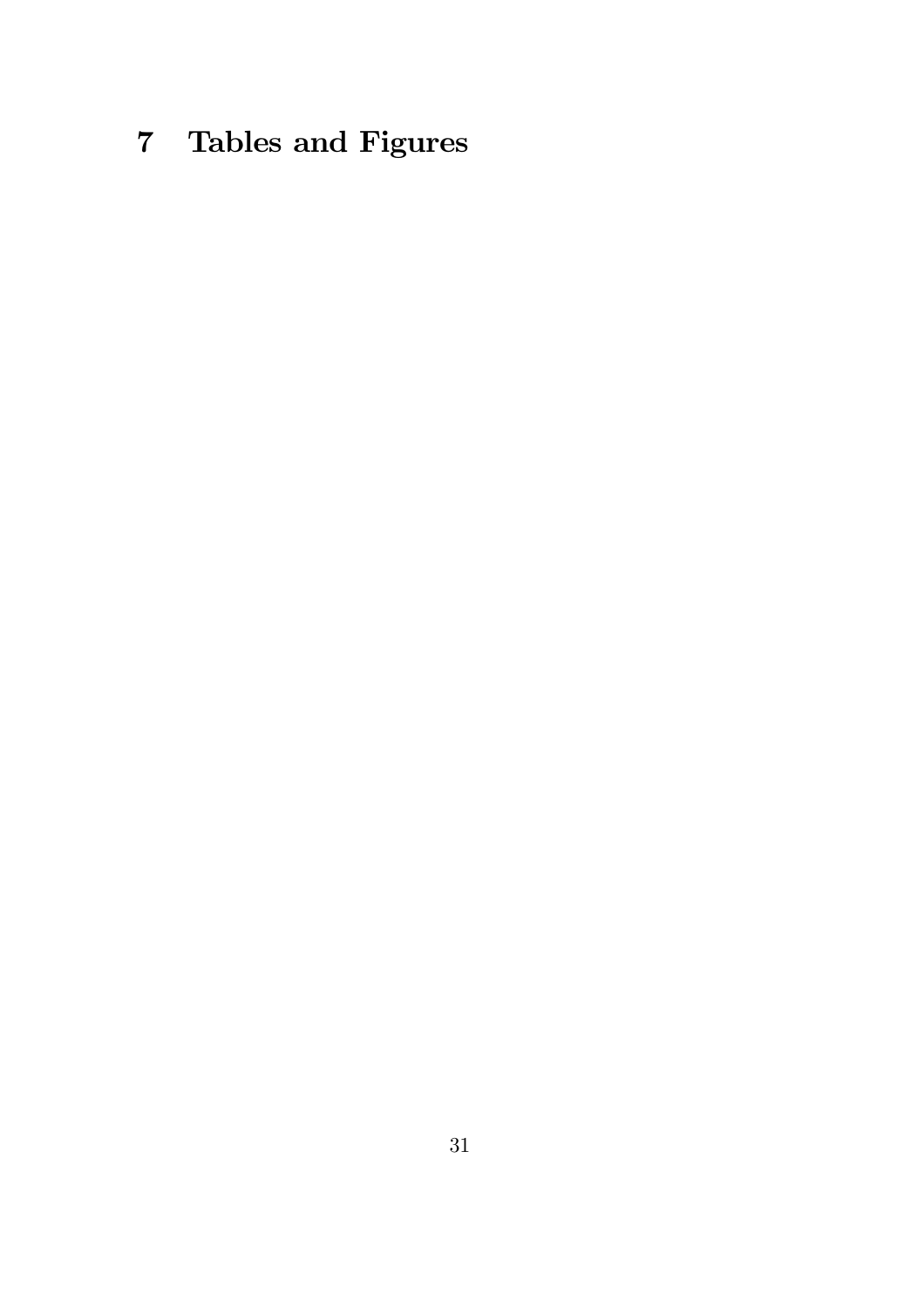# 7 Tables and Figures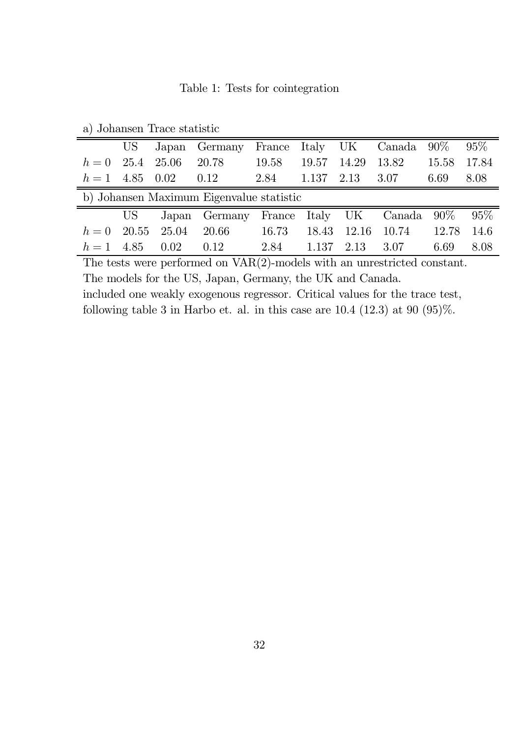Table 1: Tests for cointegration

a) Johansen Trace statistic

| | US | Japan | Germany | France | Italy | UK | Canada | 90% | 95% |
|---|---|---|---|---|---|---|---|---|---|
| $h = 0$ | 25.4 | 25.06 | 20.78 | 19.58 | 19.57 | 14.29 | 13.82 | 15.58 | 17.84 |
| $h = 1$ | 4.85 | 0.02 | 0.12 | 2.84 | 1.137 | 2.13 | 3.07 | 6.69 | 8.08 |

b) Johansen Maximum Eigenvalue statistic

| | US | Japan | Germany | France | Italy | UK | Canada | 90% | 95% |
|---|---|---|---|---|---|---|---|---|---|
| $h = 0$ | 20.55 | 25.04 | 20.66 | 16.73 | 18.43 | 12.16 | 10.74 | 12.78 | 14.6 |
| $h = 1$ | 4.85 | 0.02 | 0.12 | 2.84 | 1.137 | 2.13 | 3.07 | 6.69 | 8.08 |

The tests were performed on VAR(2)-models with an unrestricted constant.
The models for the US, Japan, Germany, the UK and Canada.
included one weakly exogenous regressor. Critical values for the trace test,
following table 3 in Harbo et. al. in this case are 10.4 (12.3) at 90 (95)%.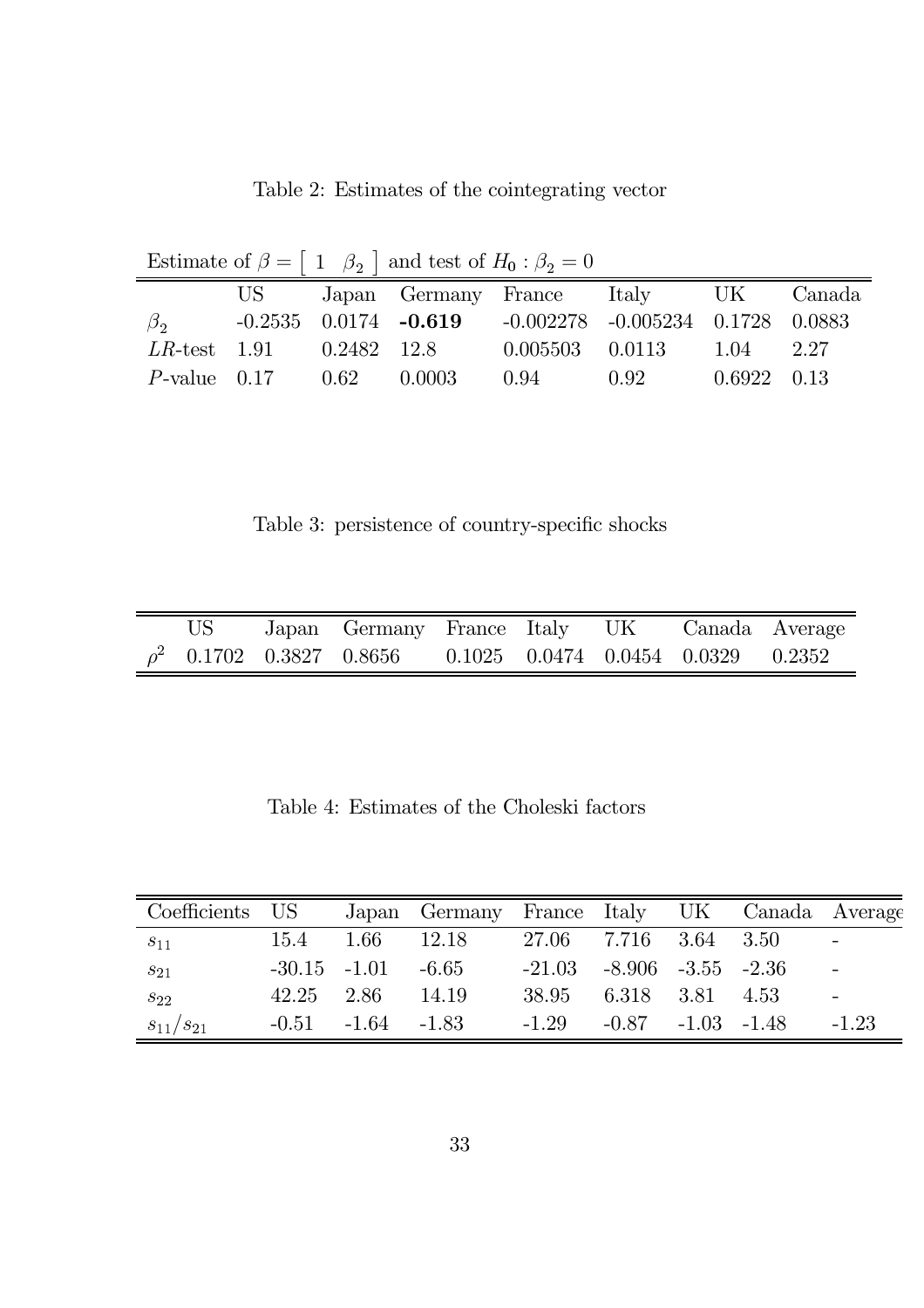Table 2: Estimates of the cointegrating vector

| Estimate of $\beta = \left[\begin{array}{cc} 1 & \beta_2 \end{array}\right]$ and test of $H_0 : \beta_2 = 0$ | | | | | | | |
|---|---|---|---|---|---|---|---|
| | US | Japan | Germany | France | Italy | UK | Canada |
| $\beta_2$ | -0.2535 | 0.0174 | **-0.619** | -0.002278 | -0.005234 | 0.1728 | 0.0883 |
| $LR$-test | 1.91 | 0.2482 | 12.8 | 0.005503 | 0.0113 | 1.04 | 2.27 |
| $P$-value | 0.17 | 0.62 | 0.0003 | 0.94 | 0.92 | 0.6922 | 0.13 |

Table 3: persistence of country-specific shocks

| | US | Japan | Germany | France | Italy | UK | Canada | Average |
|---|---|---|---|---|---|---|---|---|
| $\rho^2$ | 0.1702 | 0.3827 | 0.8656 | 0.1025 | 0.0474 | 0.0454 | 0.0329 | 0.2352 |

Table 4: Estimates of the Choleski factors

| Coefficients | US | Japan | Germany | France | Italy | UK | Canada | Average |
|---|---|---|---|---|---|---|---|---|
| $s_{11}$ | 15.4 | 1.66 | 12.18 | 27.06 | 7.716 | 3.64 | 3.50 | - |
| $s_{21}$ | -30.15 | -1.01 | -6.65 | -21.03 | -8.906 | -3.55 | -2.36 | - |
| $s_{22}$ | 42.25 | 2.86 | 14.19 | 38.95 | 6.318 | 3.81 | 4.53 | - |
| $s_{11}/s_{21}$ | -0.51 | -1.64 | -1.83 | -1.29 | -0.87 | -1.03 | -1.48 | -1.23 |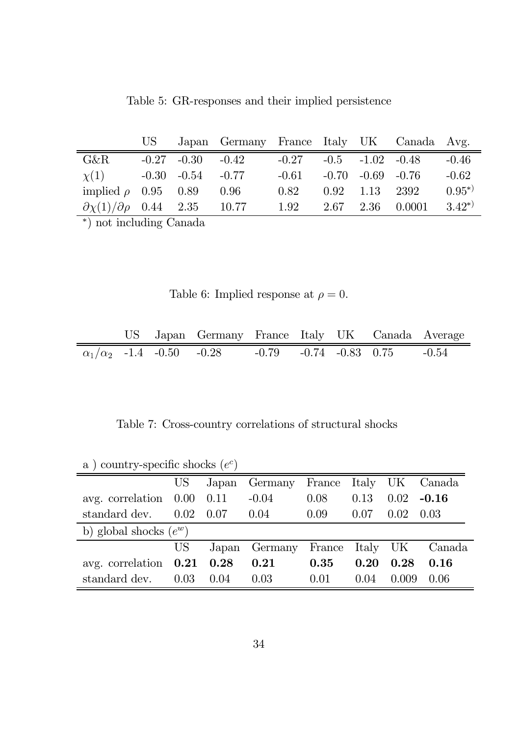Table 5: GR-responses and their implied persistence

| | US | Japan | Germany | France | Italy | UK | Canada | Avg. |
|---|---|---|---|---|---|---|---|---|
| G&R | -0.27 | -0.30 | -0.42 | -0.27 | -0.5 | -1.02 | -0.48 | -0.46 |
| $\chi(1)$ | -0.30 | -0.54 | -0.77 | -0.61 | -0.70 | -0.69 | -0.76 | -0.62 |
| implied $\rho$ | 0.95 | 0.89 | 0.96 | 0.82 | 0.92 | 1.13 | 2392 | $0.95^{*)}$ |
| $\partial\chi(1)/\partial\rho$ | 0.44 | 2.35 | 10.77 | 1.92 | 2.67 | 2.36 | 0.0001 | $3.42^{*)}$ |

$^{*)}$ not including Canada

Table 6: Implied response at $\rho = 0$.

| | US | Japan | Germany | France | Italy | UK | Canada | Average |
|---|---|---|---|---|---|---|---|---|
| $\alpha_1/\alpha_2$ | -1.4 | -0.50 | -0.28 | -0.79 | -0.74 | -0.83 | 0.75 | -0.54 |

Table 7: Cross-country correlations of structural shocks

| a ) country-specific shocks ($e^c$) | | | | | | | |
|---|---|---|---|---|---|---|---|
| | US | Japan | Germany | France | Italy | UK | Canada |
| avg. correlation | 0.00 | 0.11 | -0.04 | 0.08 | 0.13 | 0.02 | **-0.16** |
| standard dev. | 0.02 | 0.07 | 0.04 | 0.09 | 0.07 | 0.02 | 0.03 |
| b) global shocks ($e^w$) | | | | | | | |
| | US | Japan | Germany | France | Italy | UK | Canada |
| avg. correlation | **0.21** | **0.28** | **0.21** | **0.35** | **0.20** | **0.28** | **0.16** |
| standard dev. | 0.03 | 0.04 | 0.03 | 0.01 | 0.04 | 0.009 | 0.06 |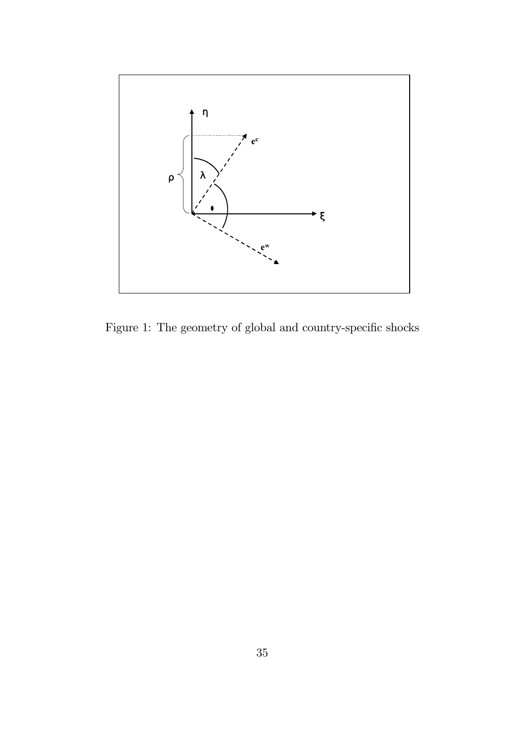Figure 1: The geometry of global and country-specific shocks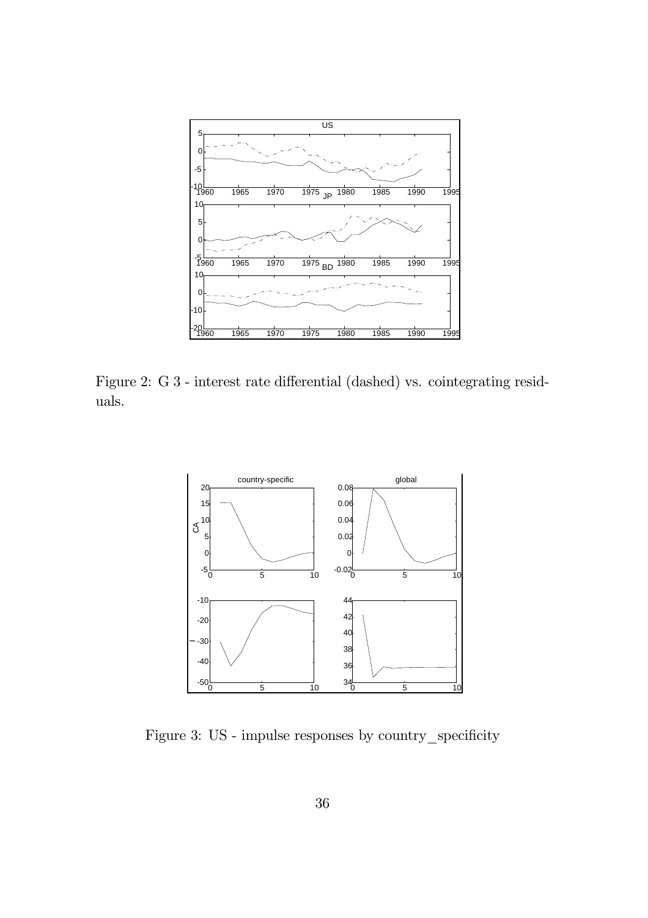Figure 2: G 3 - interest rate differential (dashed) vs. cointegrating residuals.

Figure 3: US - impulse responses by country_specificity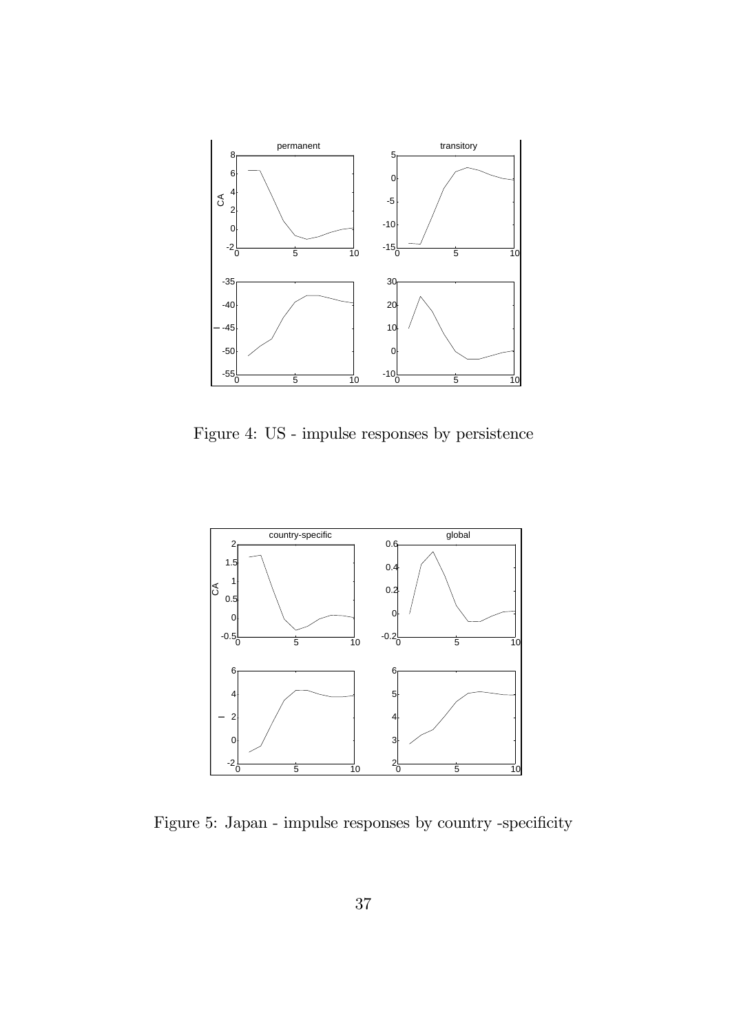Figure 4: US - impulse responses by persistence

Figure 5: Japan - impulse responses by country -specificity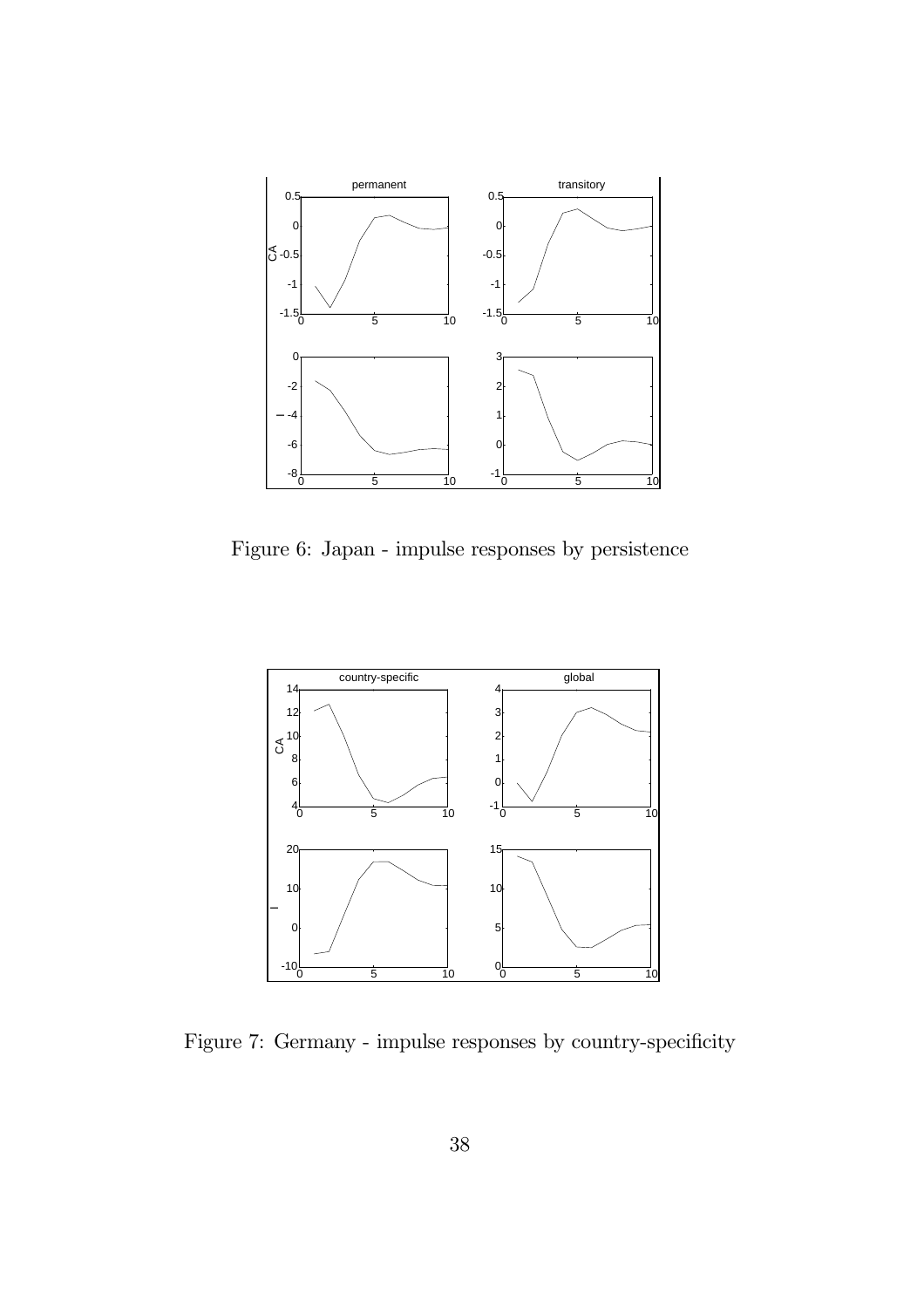Figure 6: Japan - impulse responses by persistence

Figure 7: Germany - impulse responses by country-specificity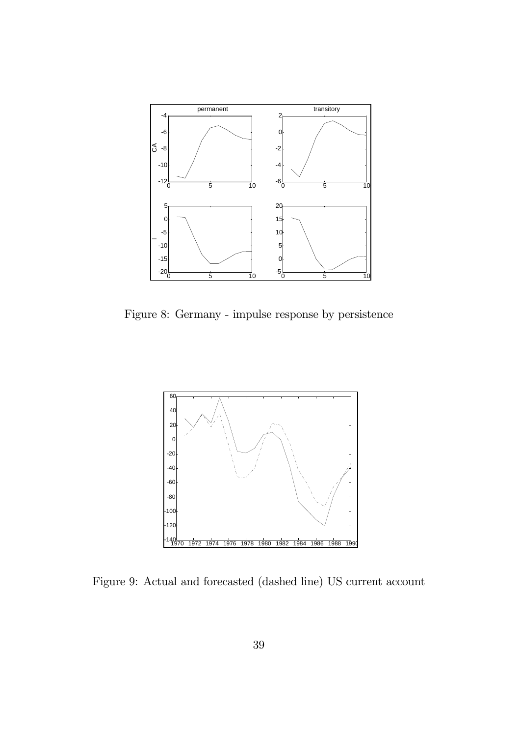Figure 8: Germany - impulse response by persistence

Figure 9: Actual and forecasted (dashed line) US current account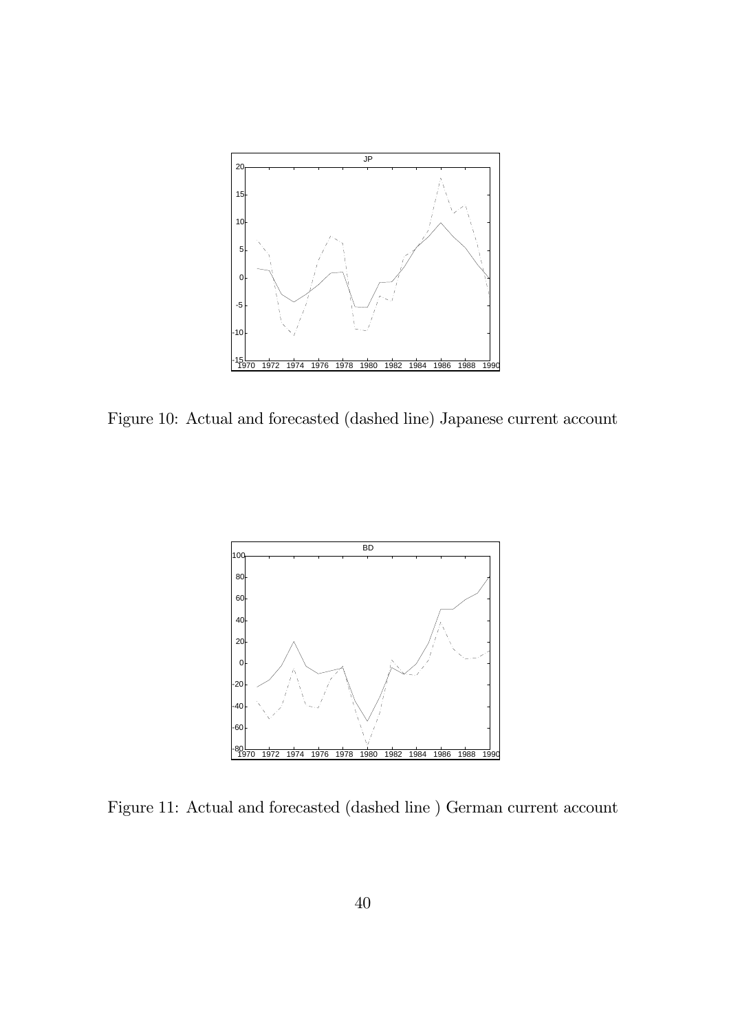Figure 10: Actual and forecasted (dashed line) Japanese current account

Figure 11: Actual and forecasted (dashed line ) German current account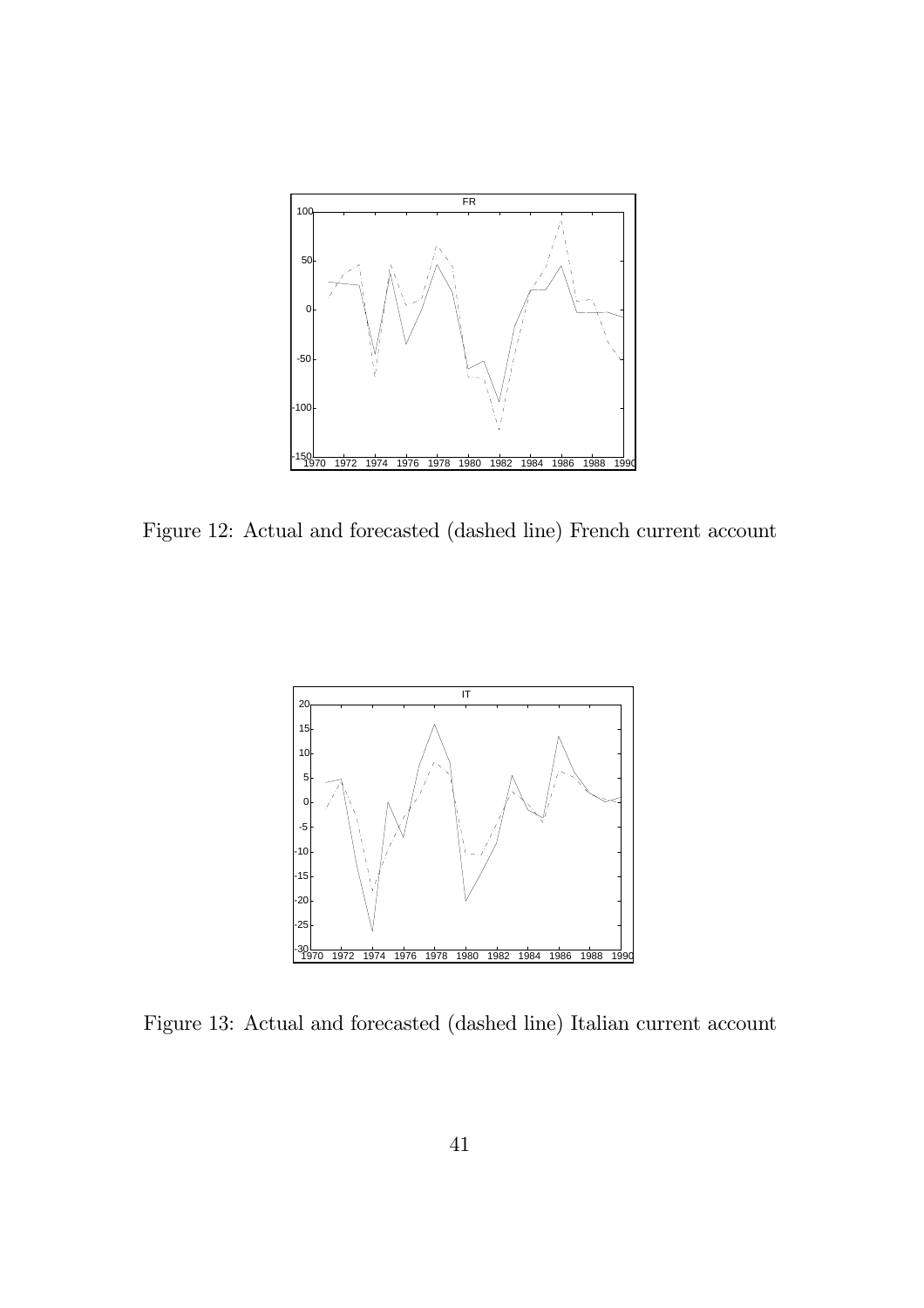Figure 12: Actual and forecasted (dashed line) French current account

Figure 13: Actual and forecasted (dashed line) Italian current account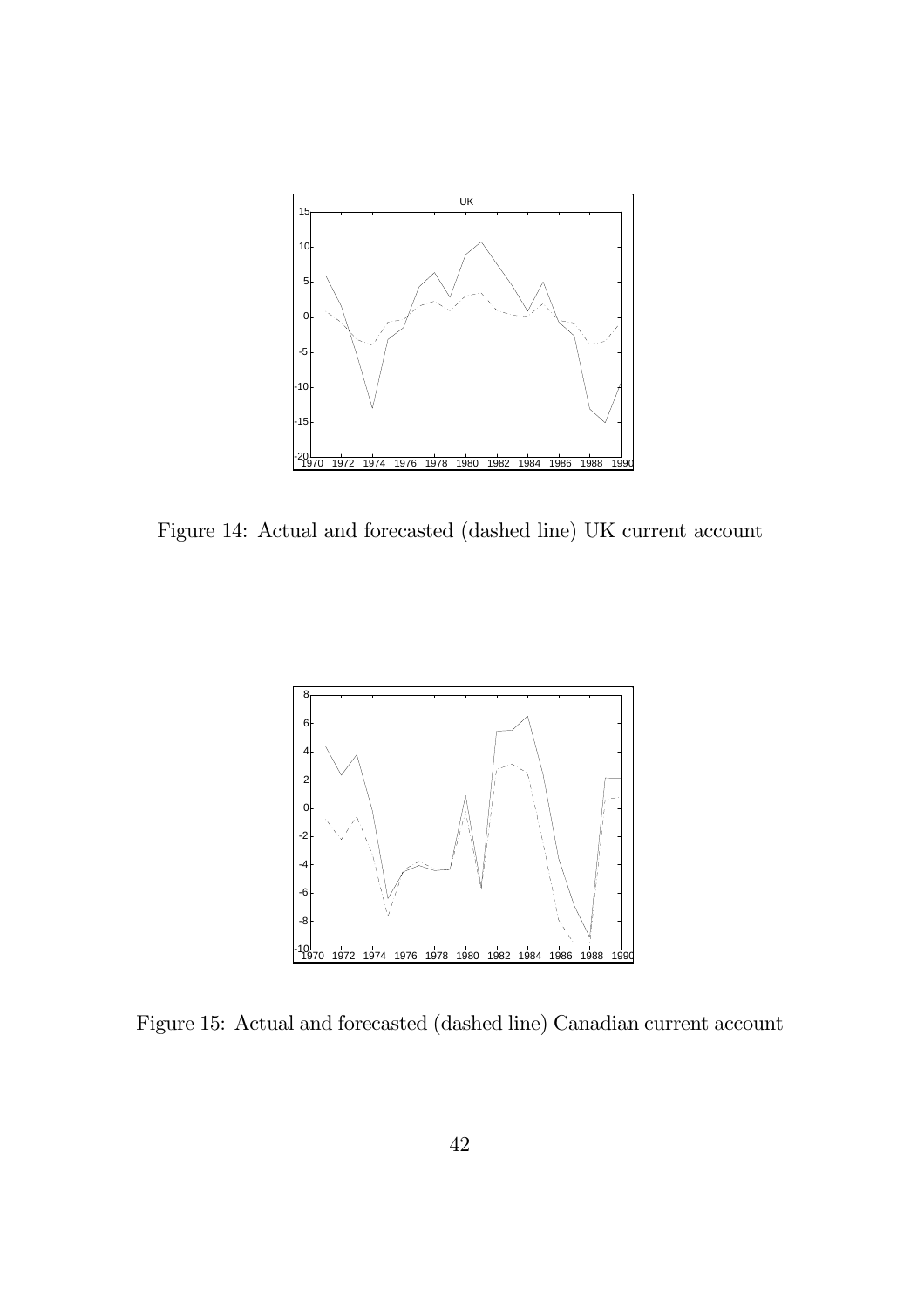Figure 14: Actual and forecasted (dashed line) UK current account

Figure 15: Actual and forecasted (dashed line) Canadian current account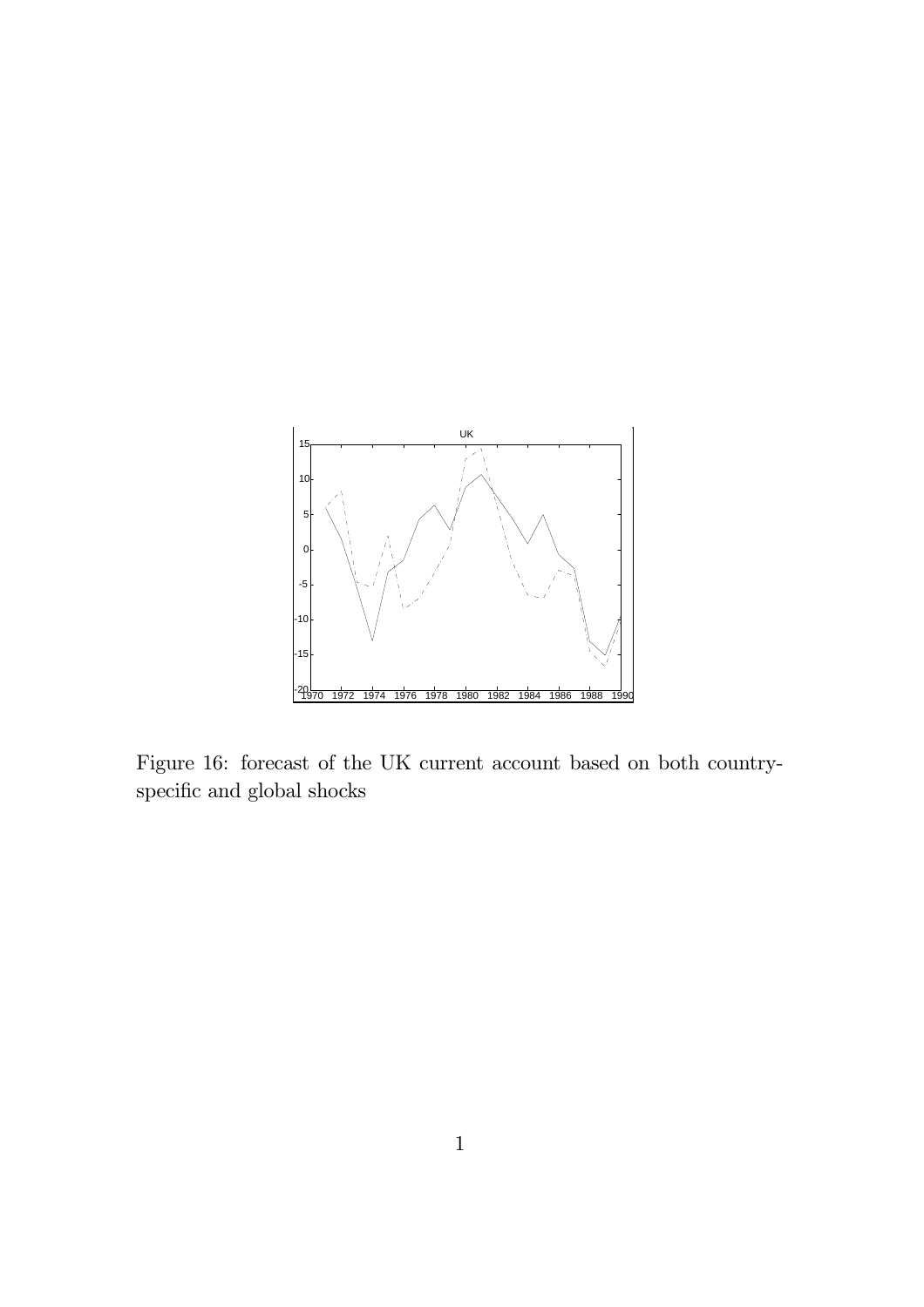UK

15
10
5
0
-5
-10
-15
-20

1970 1972 1974 1976 1978 1980 1982 1984 1986 1988 1990

Figure 16: forecast of the UK current account based on both country-specific and global shocks